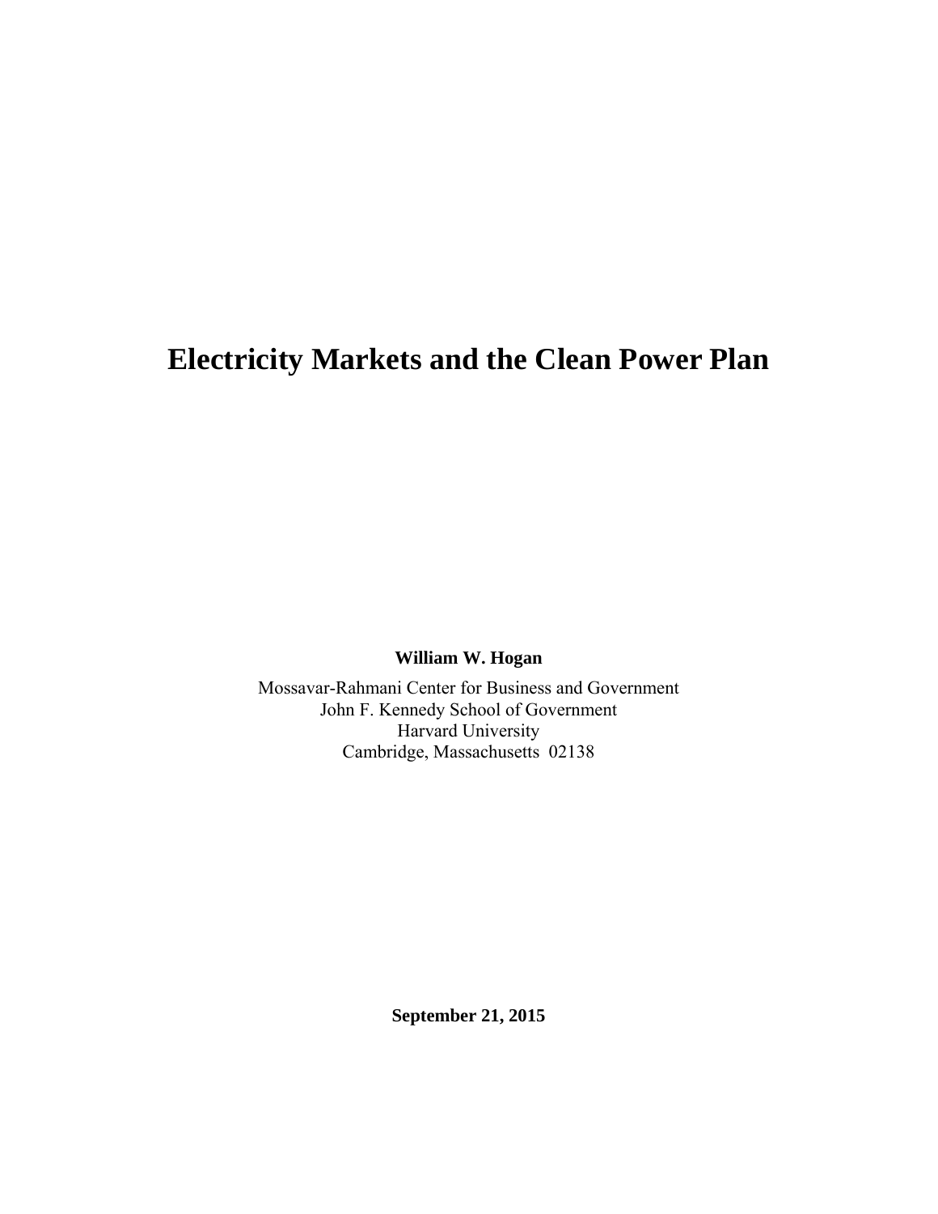# Electricity Markets and the Clean Power Plan

**William W. Hogan**

Mossavar-Rahmani Center for Business and Government
John F. Kennedy School of Government
Harvard University
Cambridge, Massachusetts 02138

**September 21, 2015**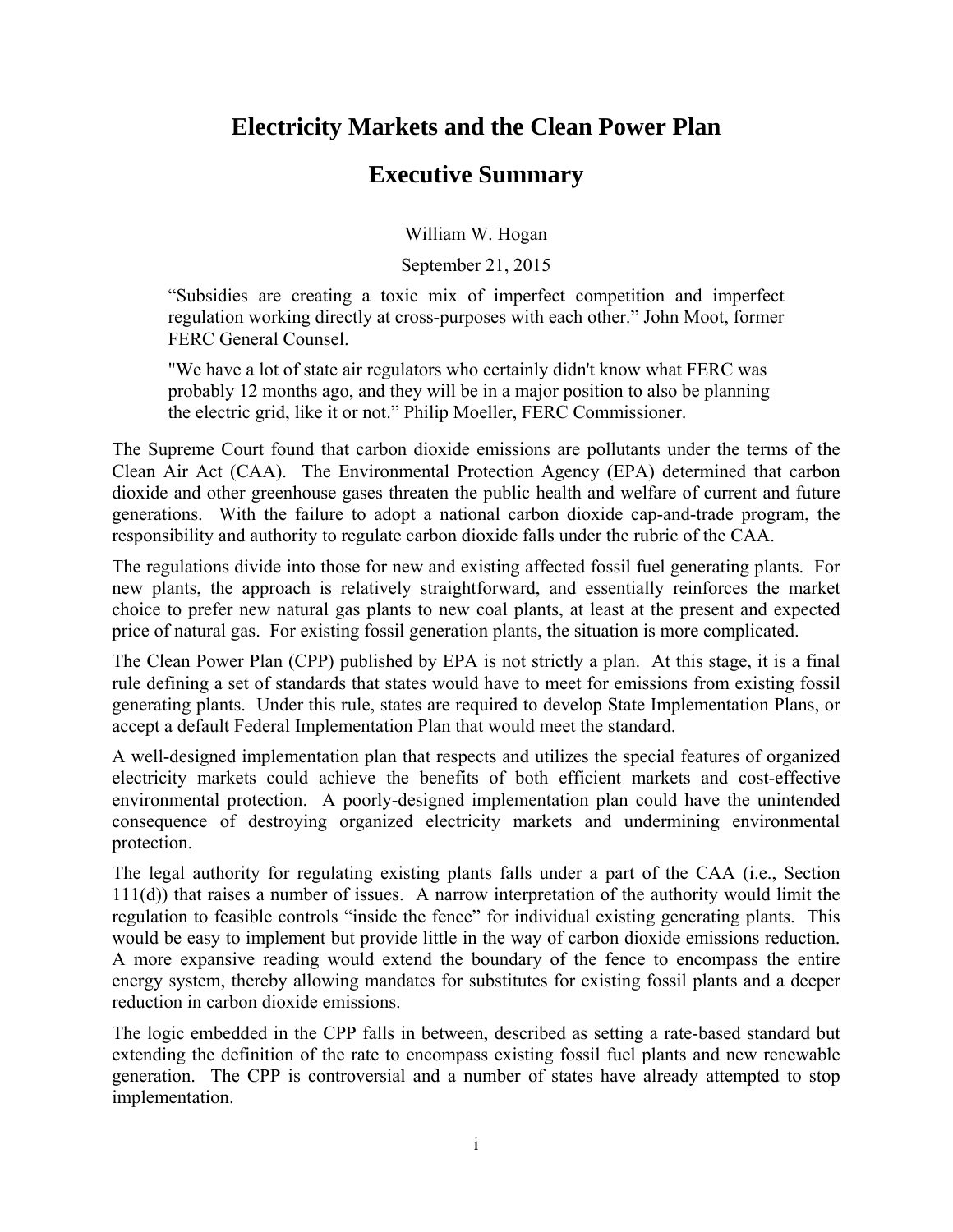# Electricity Markets and the Clean Power Plan

## Executive Summary

William W. Hogan

September 21, 2015

> "Subsidies are creating a toxic mix of imperfect competition and imperfect regulation working directly at cross-purposes with each other." John Moot, former FERC General Counsel.
>
> "We have a lot of state air regulators who certainly didn't know what FERC was probably 12 months ago, and they will be in a major position to also be planning the electric grid, like it or not." Philip Moeller, FERC Commissioner.

The Supreme Court found that carbon dioxide emissions are pollutants under the terms of the Clean Air Act (CAA). The Environmental Protection Agency (EPA) determined that carbon dioxide and other greenhouse gases threaten the public health and welfare of current and future generations. With the failure to adopt a national carbon dioxide cap-and-trade program, the responsibility and authority to regulate carbon dioxide falls under the rubric of the CAA.

The regulations divide into those for new and existing affected fossil fuel generating plants. For new plants, the approach is relatively straightforward, and essentially reinforces the market choice to prefer new natural gas plants to new coal plants, at least at the present and expected price of natural gas. For existing fossil generation plants, the situation is more complicated.

The Clean Power Plan (CPP) published by EPA is not strictly a plan. At this stage, it is a final rule defining a set of standards that states would have to meet for emissions from existing fossil generating plants. Under this rule, states are required to develop State Implementation Plans, or accept a default Federal Implementation Plan that would meet the standard.

A well-designed implementation plan that respects and utilizes the special features of organized electricity markets could achieve the benefits of both efficient markets and cost-effective environmental protection. A poorly-designed implementation plan could have the unintended consequence of destroying organized electricity markets and undermining environmental protection.

The legal authority for regulating existing plants falls under a part of the CAA (i.e., Section 111(d)) that raises a number of issues. A narrow interpretation of the authority would limit the regulation to feasible controls "inside the fence" for individual existing generating plants. This would be easy to implement but provide little in the way of carbon dioxide emissions reduction. A more expansive reading would extend the boundary of the fence to encompass the entire energy system, thereby allowing mandates for substitutes for existing fossil plants and a deeper reduction in carbon dioxide emissions.

The logic embedded in the CPP falls in between, described as setting a rate-based standard but extending the definition of the rate to encompass existing fossil fuel plants and new renewable generation. The CPP is controversial and a number of states have already attempted to stop implementation.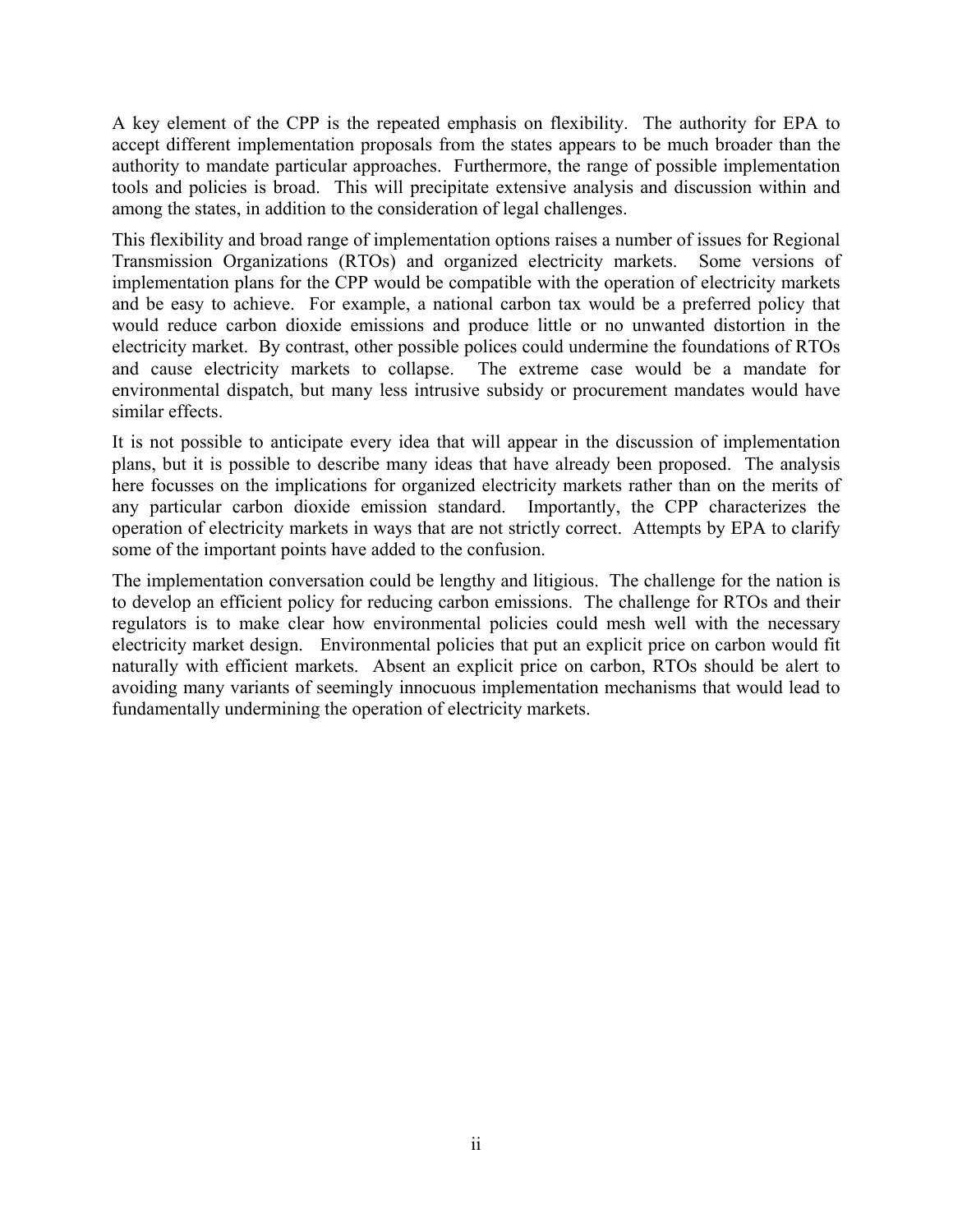A key element of the CPP is the repeated emphasis on flexibility. The authority for EPA to accept different implementation proposals from the states appears to be much broader than the authority to mandate particular approaches. Furthermore, the range of possible implementation tools and policies is broad. This will precipitate extensive analysis and discussion within and among the states, in addition to the consideration of legal challenges.

This flexibility and broad range of implementation options raises a number of issues for Regional Transmission Organizations (RTOs) and organized electricity markets. Some versions of implementation plans for the CPP would be compatible with the operation of electricity markets and be easy to achieve. For example, a national carbon tax would be a preferred policy that would reduce carbon dioxide emissions and produce little or no unwanted distortion in the electricity market. By contrast, other possible polices could undermine the foundations of RTOs and cause electricity markets to collapse. The extreme case would be a mandate for environmental dispatch, but many less intrusive subsidy or procurement mandates would have similar effects.

It is not possible to anticipate every idea that will appear in the discussion of implementation plans, but it is possible to describe many ideas that have already been proposed. The analysis here focusses on the implications for organized electricity markets rather than on the merits of any particular carbon dioxide emission standard. Importantly, the CPP characterizes the operation of electricity markets in ways that are not strictly correct. Attempts by EPA to clarify some of the important points have added to the confusion.

The implementation conversation could be lengthy and litigious. The challenge for the nation is to develop an efficient policy for reducing carbon emissions. The challenge for RTOs and their regulators is to make clear how environmental policies could mesh well with the necessary electricity market design. Environmental policies that put an explicit price on carbon would fit naturally with efficient markets. Absent an explicit price on carbon, RTOs should be alert to avoiding many variants of seemingly innocuous implementation mechanisms that would lead to fundamentally undermining the operation of electricity markets.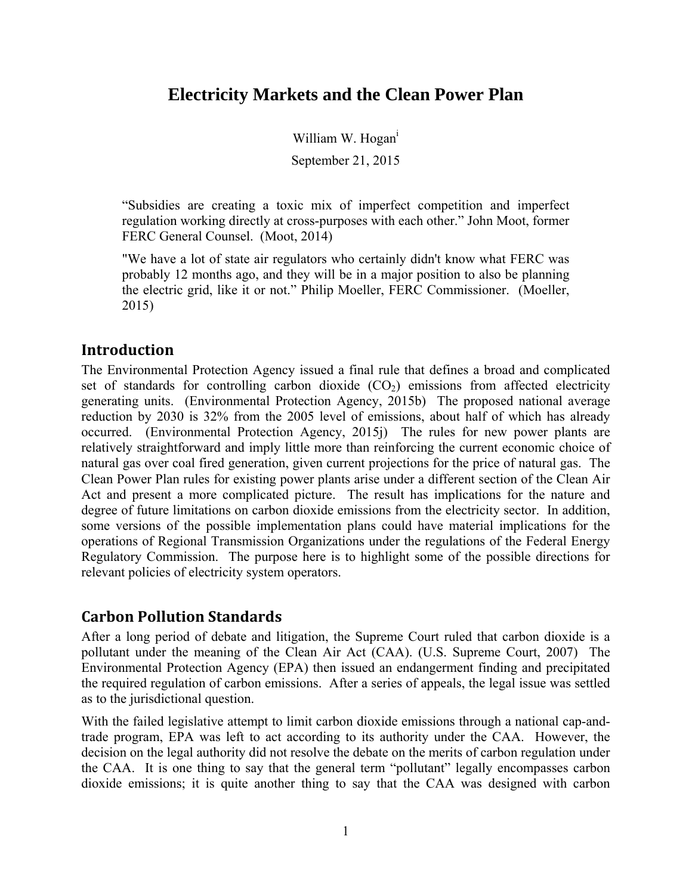# Electricity Markets and the Clean Power Plan

William W. Hogan[i]

September 21, 2015

> "Subsidies are creating a toxic mix of imperfect competition and imperfect regulation working directly at cross-purposes with each other." John Moot, former FERC General Counsel. (Moot, 2014)
>
> "We have a lot of state air regulators who certainly didn't know what FERC was probably 12 months ago, and they will be in a major position to also be planning the electric grid, like it or not." Philip Moeller, FERC Commissioner. (Moeller, 2015)

## Introduction

The Environmental Protection Agency issued a final rule that defines a broad and complicated set of standards for controlling carbon dioxide ($CO_2$) emissions from affected electricity generating units. (Environmental Protection Agency, 2015b) The proposed national average reduction by 2030 is 32% from the 2005 level of emissions, about half of which has already occurred. (Environmental Protection Agency, 2015j) The rules for new power plants are relatively straightforward and imply little more than reinforcing the current economic choice of natural gas over coal fired generation, given current projections for the price of natural gas. The Clean Power Plan rules for existing power plants arise under a different section of the Clean Air Act and present a more complicated picture. The result has implications for the nature and degree of future limitations on carbon dioxide emissions from the electricity sector. In addition, some versions of the possible implementation plans could have material implications for the operations of Regional Transmission Organizations under the regulations of the Federal Energy Regulatory Commission. The purpose here is to highlight some of the possible directions for relevant policies of electricity system operators.

## Carbon Pollution Standards

After a long period of debate and litigation, the Supreme Court ruled that carbon dioxide is a pollutant under the meaning of the Clean Air Act (CAA). (U.S. Supreme Court, 2007) The Environmental Protection Agency (EPA) then issued an endangerment finding and precipitated the required regulation of carbon emissions. After a series of appeals, the legal issue was settled as to the jurisdictional question.

With the failed legislative attempt to limit carbon dioxide emissions through a national cap-and-trade program, EPA was left to act according to its authority under the CAA. However, the decision on the legal authority did not resolve the debate on the merits of carbon regulation under the CAA. It is one thing to say that the general term "pollutant" legally encompasses carbon dioxide emissions; it is quite another thing to say that the CAA was designed with carbon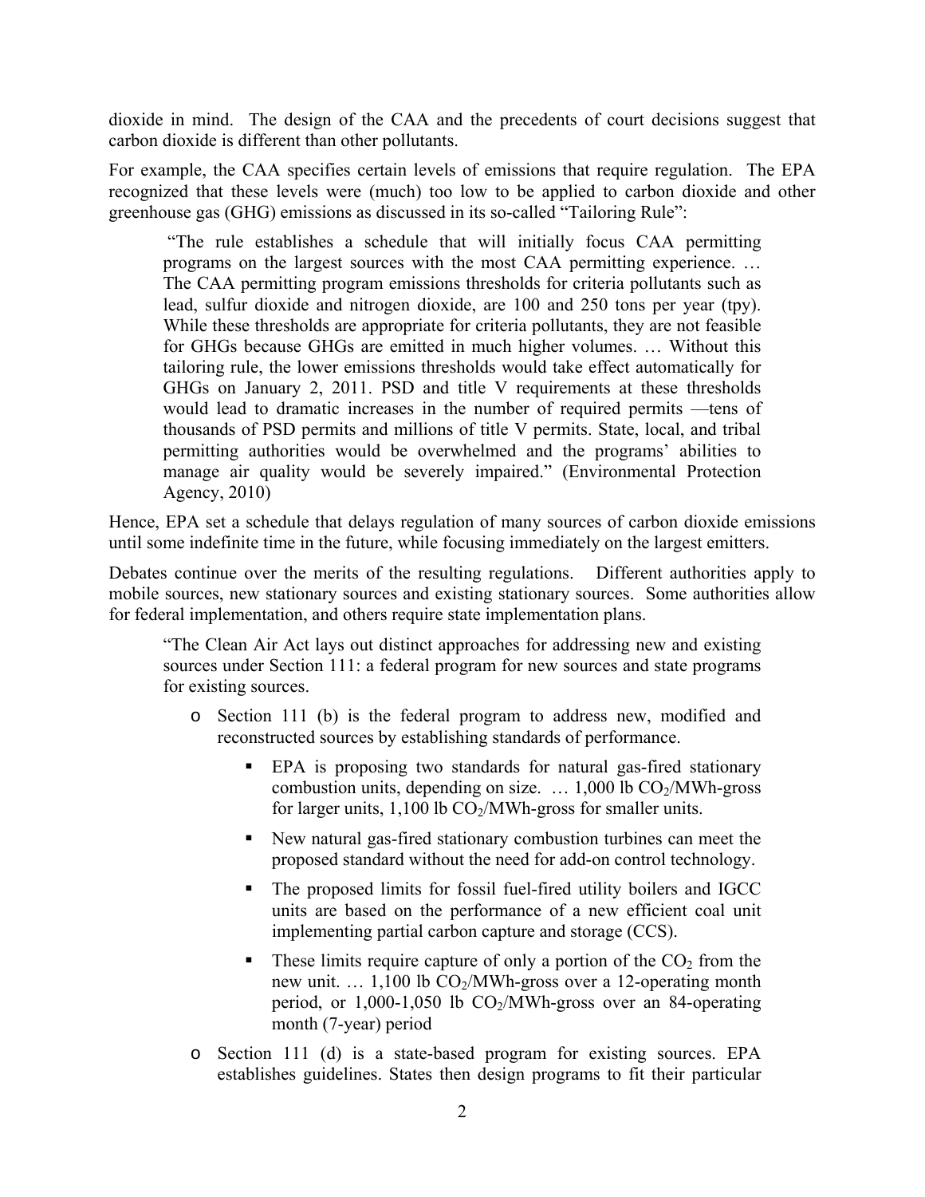dioxide in mind. The design of the CAA and the precedents of court decisions suggest that carbon dioxide is different than other pollutants.

For example, the CAA specifies certain levels of emissions that require regulation. The EPA recognized that these levels were (much) too low to be applied to carbon dioxide and other greenhouse gas (GHG) emissions as discussed in its so-called "Tailoring Rule":

> "The rule establishes a schedule that will initially focus CAA permitting programs on the largest sources with the most CAA permitting experience. … The CAA permitting program emissions thresholds for criteria pollutants such as lead, sulfur dioxide and nitrogen dioxide, are 100 and 250 tons per year (tpy). While these thresholds are appropriate for criteria pollutants, they are not feasible for GHGs because GHGs are emitted in much higher volumes. … Without this tailoring rule, the lower emissions thresholds would take effect automatically for GHGs on January 2, 2011. PSD and title V requirements at these thresholds would lead to dramatic increases in the number of required permits —tens of thousands of PSD permits and millions of title V permits. State, local, and tribal permitting authorities would be overwhelmed and the programs' abilities to manage air quality would be severely impaired." (Environmental Protection Agency, 2010)

Hence, EPA set a schedule that delays regulation of many sources of carbon dioxide emissions until some indefinite time in the future, while focusing immediately on the largest emitters.

Debates continue over the merits of the resulting regulations. Different authorities apply to mobile sources, new stationary sources and existing stationary sources. Some authorities allow for federal implementation, and others require state implementation plans.

> "The Clean Air Act lays out distinct approaches for addressing new and existing sources under Section 111: a federal program for new sources and state programs for existing sources.
>
> - Section 111 (b) is the federal program to address new, modified and reconstructed sources by establishing standards of performance.
>   - EPA is proposing two standards for natural gas-fired stationary combustion units, depending on size. … 1,000 lb $CO_2$/MWh-gross for larger units, 1,100 lb $CO_2$/MWh-gross for smaller units.
>   - New natural gas-fired stationary combustion turbines can meet the proposed standard without the need for add-on control technology.
>   - The proposed limits for fossil fuel-fired utility boilers and IGCC units are based on the performance of a new efficient coal unit implementing partial carbon capture and storage (CCS).
>   - These limits require capture of only a portion of the $CO_2$ from the new unit. … 1,100 lb $CO_2$/MWh-gross over a 12-operating month period, or 1,000-1,050 lb $CO_2$/MWh-gross over an 84-operating month (7-year) period
> - Section 111 (d) is a state-based program for existing sources. EPA establishes guidelines. States then design programs to fit their particular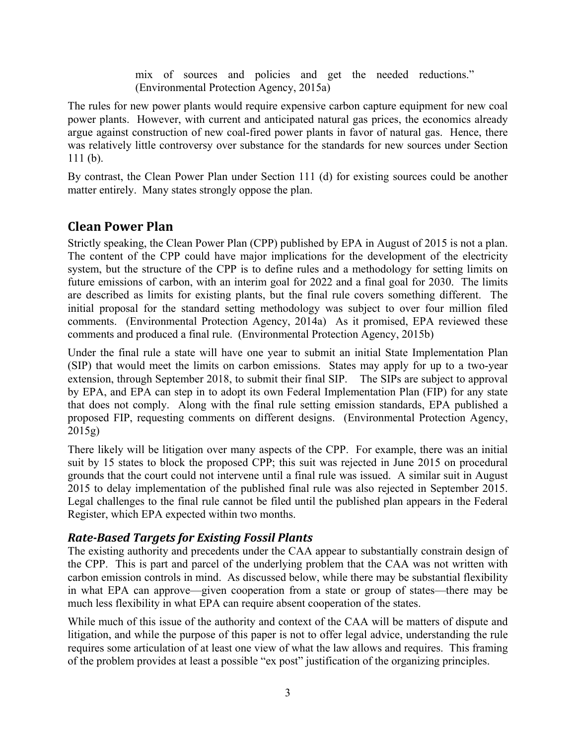> mix of sources and policies and get the needed reductions." (Environmental Protection Agency, 2015a)

The rules for new power plants would require expensive carbon capture equipment for new coal power plants. However, with current and anticipated natural gas prices, the economics already argue against construction of new coal-fired power plants in favor of natural gas. Hence, there was relatively little controversy over substance for the standards for new sources under Section 111 (b).

By contrast, the Clean Power Plan under Section 111 (d) for existing sources could be another matter entirely. Many states strongly oppose the plan.

## Clean Power Plan

Strictly speaking, the Clean Power Plan (CPP) published by EPA in August of 2015 is not a plan. The content of the CPP could have major implications for the development of the electricity system, but the structure of the CPP is to define rules and a methodology for setting limits on future emissions of carbon, with an interim goal for 2022 and a final goal for 2030. The limits are described as limits for existing plants, but the final rule covers something different. The initial proposal for the standard setting methodology was subject to over four million filed comments. (Environmental Protection Agency, 2014a) As it promised, EPA reviewed these comments and produced a final rule. (Environmental Protection Agency, 2015b)

Under the final rule a state will have one year to submit an initial State Implementation Plan (SIP) that would meet the limits on carbon emissions. States may apply for up to a two-year extension, through September 2018, to submit their final SIP. The SIPs are subject to approval by EPA, and EPA can step in to adopt its own Federal Implementation Plan (FIP) for any state that does not comply. Along with the final rule setting emission standards, EPA published a proposed FIP, requesting comments on different designs. (Environmental Protection Agency, 2015g)

There likely will be litigation over many aspects of the CPP. For example, there was an initial suit by 15 states to block the proposed CPP; this suit was rejected in June 2015 on procedural grounds that the court could not intervene until a final rule was issued. A similar suit in August 2015 to delay implementation of the published final rule was also rejected in September 2015. Legal challenges to the final rule cannot be filed until the published plan appears in the Federal Register, which EPA expected within two months.

### *Rate-Based Targets for Existing Fossil Plants*

The existing authority and precedents under the CAA appear to substantially constrain design of the CPP. This is part and parcel of the underlying problem that the CAA was not written with carbon emission controls in mind. As discussed below, while there may be substantial flexibility in what EPA can approve—given cooperation from a state or group of states—there may be much less flexibility in what EPA can require absent cooperation of the states.

While much of this issue of the authority and context of the CAA will be matters of dispute and litigation, and while the purpose of this paper is not to offer legal advice, understanding the rule requires some articulation of at least one view of what the law allows and requires. This framing of the problem provides at least a possible "ex post" justification of the organizing principles.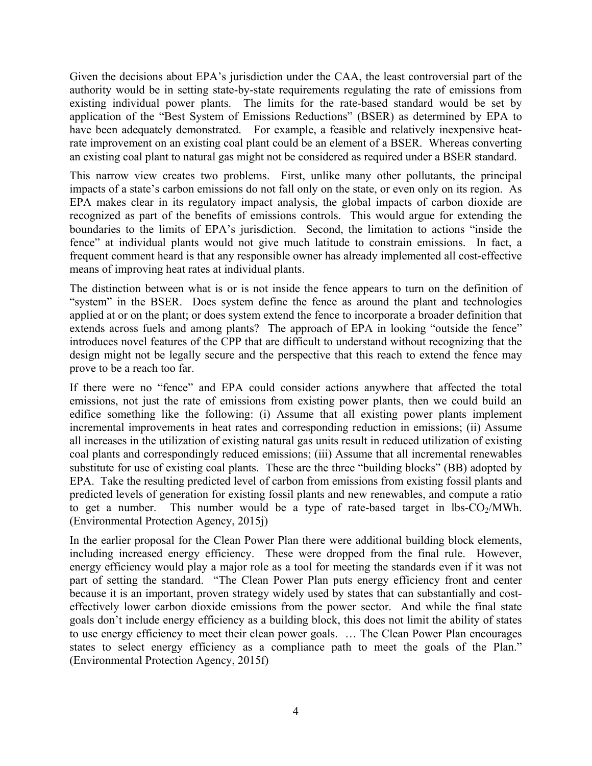Given the decisions about EPA's jurisdiction under the CAA, the least controversial part of the authority would be in setting state-by-state requirements regulating the rate of emissions from existing individual power plants. The limits for the rate-based standard would be set by application of the "Best System of Emissions Reductions" (BSER) as determined by EPA to have been adequately demonstrated. For example, a feasible and relatively inexpensive heat-rate improvement on an existing coal plant could be an element of a BSER. Whereas converting an existing coal plant to natural gas might not be considered as required under a BSER standard.

This narrow view creates two problems. First, unlike many other pollutants, the principal impacts of a state's carbon emissions do not fall only on the state, or even only on its region. As EPA makes clear in its regulatory impact analysis, the global impacts of carbon dioxide are recognized as part of the benefits of emissions controls. This would argue for extending the boundaries to the limits of EPA's jurisdiction. Second, the limitation to actions "inside the fence" at individual plants would not give much latitude to constrain emissions. In fact, a frequent comment heard is that any responsible owner has already implemented all cost-effective means of improving heat rates at individual plants.

The distinction between what is or is not inside the fence appears to turn on the definition of "system" in the BSER. Does system define the fence as around the plant and technologies applied at or on the plant; or does system extend the fence to incorporate a broader definition that extends across fuels and among plants? The approach of EPA in looking "outside the fence" introduces novel features of the CPP that are difficult to understand without recognizing that the design might not be legally secure and the perspective that this reach to extend the fence may prove to be a reach too far.

If there were no "fence" and EPA could consider actions anywhere that affected the total emissions, not just the rate of emissions from existing power plants, then we could build an edifice something like the following: (i) Assume that all existing power plants implement incremental improvements in heat rates and corresponding reduction in emissions; (ii) Assume all increases in the utilization of existing natural gas units result in reduced utilization of existing coal plants and correspondingly reduced emissions; (iii) Assume that all incremental renewables substitute for use of existing coal plants. These are the three "building blocks" (BB) adopted by EPA. Take the resulting predicted level of carbon from emissions from existing fossil plants and predicted levels of generation for existing fossil plants and new renewables, and compute a ratio to get a number. This number would be a type of rate-based target in lbs-$CO_2$/MWh. (Environmental Protection Agency, 2015j)

In the earlier proposal for the Clean Power Plan there were additional building block elements, including increased energy efficiency. These were dropped from the final rule. However, energy efficiency would play a major role as a tool for meeting the standards even if it was not part of setting the standard. "The Clean Power Plan puts energy efficiency front and center because it is an important, proven strategy widely used by states that can substantially and cost-effectively lower carbon dioxide emissions from the power sector. And while the final state goals don't include energy efficiency as a building block, this does not limit the ability of states to use energy efficiency to meet their clean power goals. … The Clean Power Plan encourages states to select energy efficiency as a compliance path to meet the goals of the Plan." (Environmental Protection Agency, 2015f)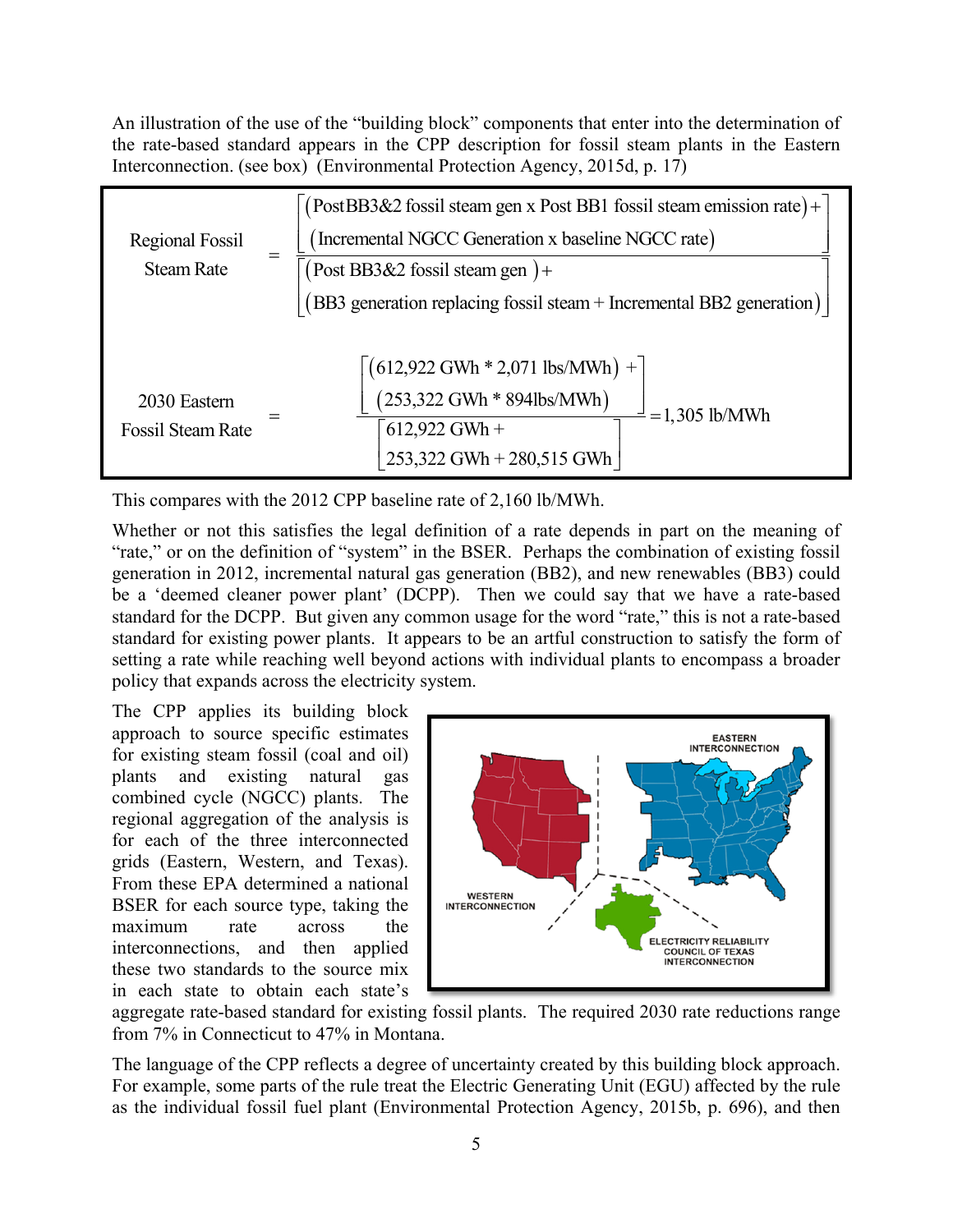An illustration of the use of the "building block" components that enter into the determination of the rate-based standard appears in the CPP description for fossil steam plants in the Eastern Interconnection. (see box) (Environmental Protection Agency, 2015d, p. 17)

$$\text{Regional Fossil Steam Rate} = \frac{\left[\begin{array}{l}(\text{Post BB3\&2 fossil steam gen x Post BB1 fossil steam emission rate}) + \\ (\text{Incremental NGCC Generation x baseline NGCC rate})\end{array}\right]}{\left[\begin{array}{l}(\text{Post BB3\&2 fossil steam gen}) + \\ (\text{BB3 generation replacing fossil steam} + \text{Incremental BB2 generation})\end{array}\right]}$$

$$\text{2030 Eastern Fossil Steam Rate} = \frac{\left[\begin{array}{l}(612{,}922 \text{ GWh} * 2{,}071 \text{ lbs/MWh}) + \\ (253{,}322 \text{ GWh} * 894 \text{lbs/MWh})\end{array}\right]}{\left[\begin{array}{l}612{,}922 \text{ GWh} + \\ 253{,}322 \text{ GWh} + 280{,}515 \text{ GWh}\end{array}\right]} = 1{,}305 \text{ lb/MWh}$$

This compares with the 2012 CPP baseline rate of 2,160 lb/MWh.

Whether or not this satisfies the legal definition of a rate depends in part on the meaning of "rate," or on the definition of "system" in the BSER. Perhaps the combination of existing fossil generation in 2012, incremental natural gas generation (BB2), and new renewables (BB3) could be a 'deemed cleaner power plant' (DCPP). Then we could say that we have a rate-based standard for the DCPP. But given any common usage for the word "rate," this is not a rate-based standard for existing power plants. It appears to be an artful construction to satisfy the form of setting a rate while reaching well beyond actions with individual plants to encompass a broader policy that expands across the electricity system.

The CPP applies its building block approach to source specific estimates for existing steam fossil (coal and oil) plants and existing natural gas combined cycle (NGCC) plants. The regional aggregation of the analysis is for each of the three interconnected grids (Eastern, Western, and Texas). From these EPA determined a national BSER for each source type, taking the maximum rate across the interconnections, and then applied these two standards to the source mix in each state to obtain each state's aggregate rate-based standard for existing fossil plants. The required 2030 rate reductions range from 7% in Connecticut to 47% in Montana.

The language of the CPP reflects a degree of uncertainty created by this building block approach. For example, some parts of the rule treat the Electric Generating Unit (EGU) affected by the rule as the individual fossil fuel plant (Environmental Protection Agency, 2015b, p. 696), and then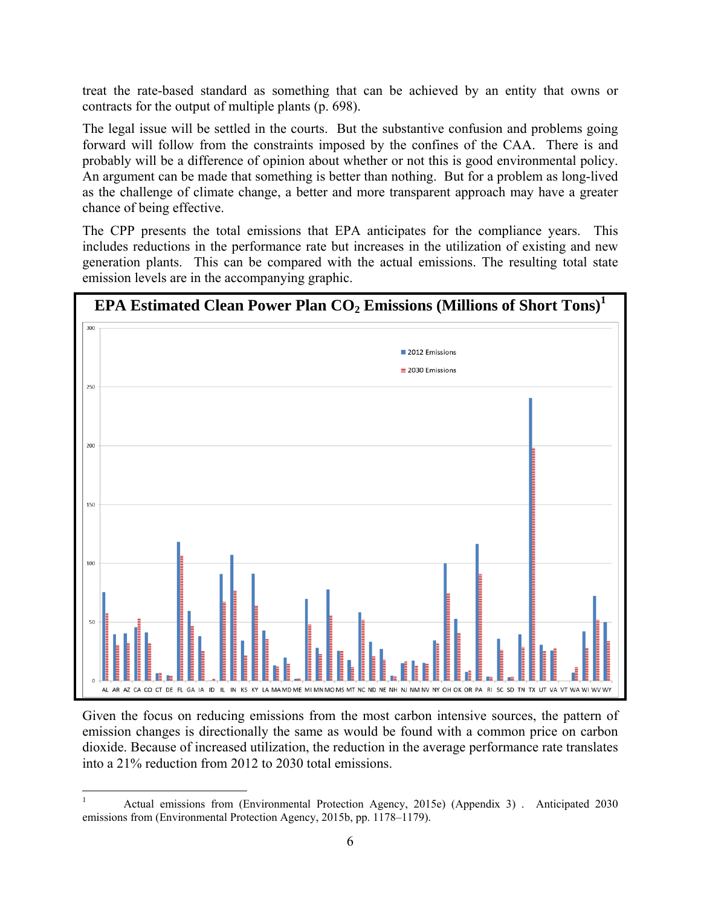treat the rate-based standard as something that can be achieved by an entity that owns or contracts for the output of multiple plants (p. 698).

The legal issue will be settled in the courts. But the substantive confusion and problems going forward will follow from the constraints imposed by the confines of the CAA. There is and probably will be a difference of opinion about whether or not this is good environmental policy. An argument can be made that something is better than nothing. But for a problem as long-lived as the challenge of climate change, a better and more transparent approach may have a greater chance of being effective.

The CPP presents the total emissions that EPA anticipates for the compliance years. This includes reductions in the performance rate but increases in the utilization of existing and new generation plants. This can be compared with the actual emissions. The resulting total state emission levels are in the accompanying graphic.

**EPA Estimated Clean Power Plan $CO_2$ Emissions (Millions of Short Tons)[1]**

Given the focus on reducing emissions from the most carbon intensive sources, the pattern of emission changes is directionally the same as would be found with a common price on carbon dioxide. Because of increased utilization, the reduction in the average performance rate translates into a 21% reduction from 2012 to 2030 total emissions.

[1] Actual emissions from (Environmental Protection Agency, 2015e) (Appendix 3) . Anticipated 2030 emissions from (Environmental Protection Agency, 2015b, pp. 1178–1179).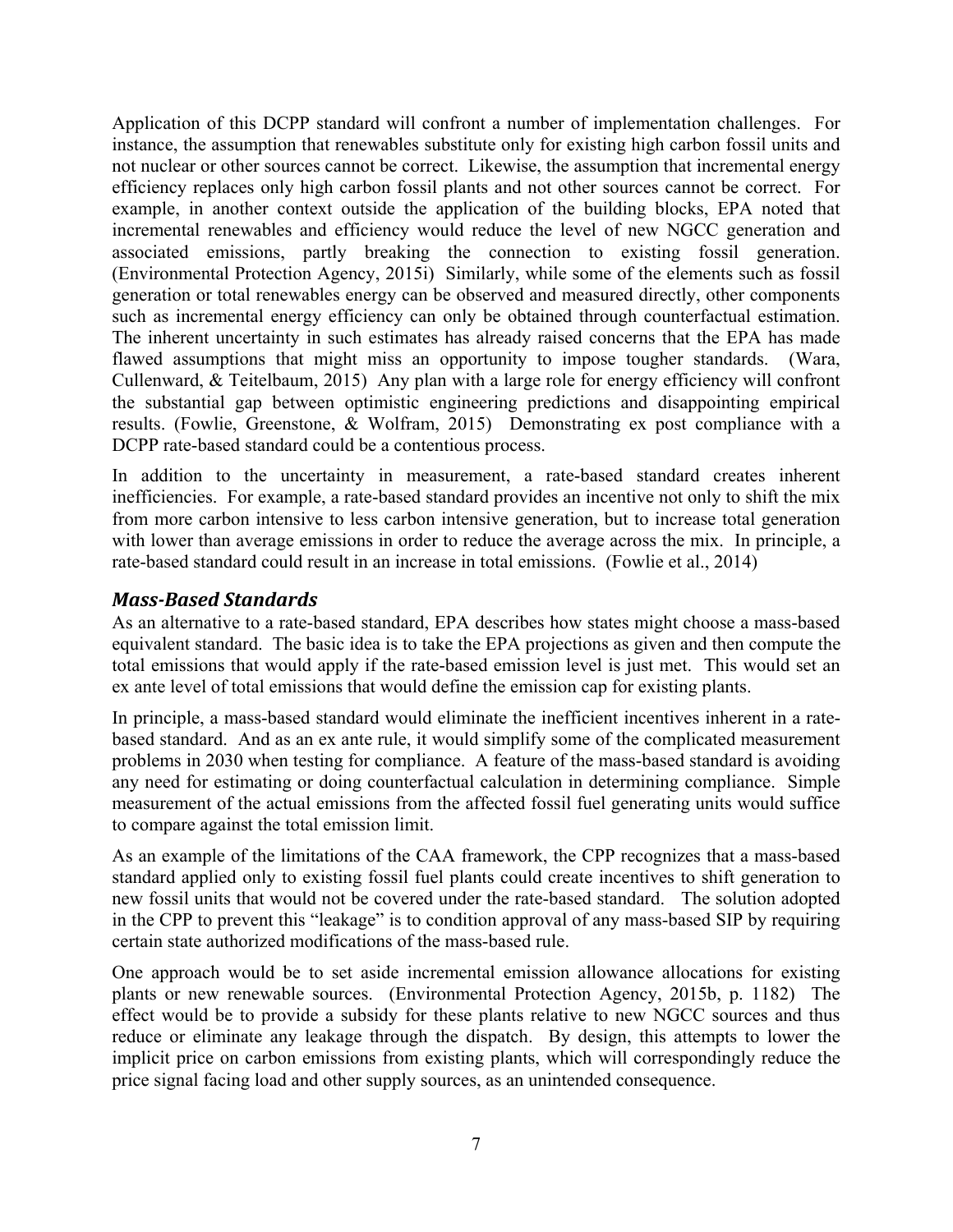Application of this DCPP standard will confront a number of implementation challenges. For instance, the assumption that renewables substitute only for existing high carbon fossil units and not nuclear or other sources cannot be correct. Likewise, the assumption that incremental energy efficiency replaces only high carbon fossil plants and not other sources cannot be correct. For example, in another context outside the application of the building blocks, EPA noted that incremental renewables and efficiency would reduce the level of new NGCC generation and associated emissions, partly breaking the connection to existing fossil generation. (Environmental Protection Agency, 2015i) Similarly, while some of the elements such as fossil generation or total renewables energy can be observed and measured directly, other components such as incremental energy efficiency can only be obtained through counterfactual estimation. The inherent uncertainty in such estimates has already raised concerns that the EPA has made flawed assumptions that might miss an opportunity to impose tougher standards. (Wara, Cullenward, & Teitelbaum, 2015) Any plan with a large role for energy efficiency will confront the substantial gap between optimistic engineering predictions and disappointing empirical results. (Fowlie, Greenstone, & Wolfram, 2015) Demonstrating ex post compliance with a DCPP rate-based standard could be a contentious process.

In addition to the uncertainty in measurement, a rate-based standard creates inherent inefficiencies. For example, a rate-based standard provides an incentive not only to shift the mix from more carbon intensive to less carbon intensive generation, but to increase total generation with lower than average emissions in order to reduce the average across the mix. In principle, a rate-based standard could result in an increase in total emissions. (Fowlie et al., 2014)

## *Mass-Based Standards*

As an alternative to a rate-based standard, EPA describes how states might choose a mass-based equivalent standard. The basic idea is to take the EPA projections as given and then compute the total emissions that would apply if the rate-based emission level is just met. This would set an ex ante level of total emissions that would define the emission cap for existing plants.

In principle, a mass-based standard would eliminate the inefficient incentives inherent in a rate-based standard. And as an ex ante rule, it would simplify some of the complicated measurement problems in 2030 when testing for compliance. A feature of the mass-based standard is avoiding any need for estimating or doing counterfactual calculation in determining compliance. Simple measurement of the actual emissions from the affected fossil fuel generating units would suffice to compare against the total emission limit.

As an example of the limitations of the CAA framework, the CPP recognizes that a mass-based standard applied only to existing fossil fuel plants could create incentives to shift generation to new fossil units that would not be covered under the rate-based standard. The solution adopted in the CPP to prevent this "leakage" is to condition approval of any mass-based SIP by requiring certain state authorized modifications of the mass-based rule.

One approach would be to set aside incremental emission allowance allocations for existing plants or new renewable sources. (Environmental Protection Agency, 2015b, p. 1182) The effect would be to provide a subsidy for these plants relative to new NGCC sources and thus reduce or eliminate any leakage through the dispatch. By design, this attempts to lower the implicit price on carbon emissions from existing plants, which will correspondingly reduce the price signal facing load and other supply sources, as an unintended consequence.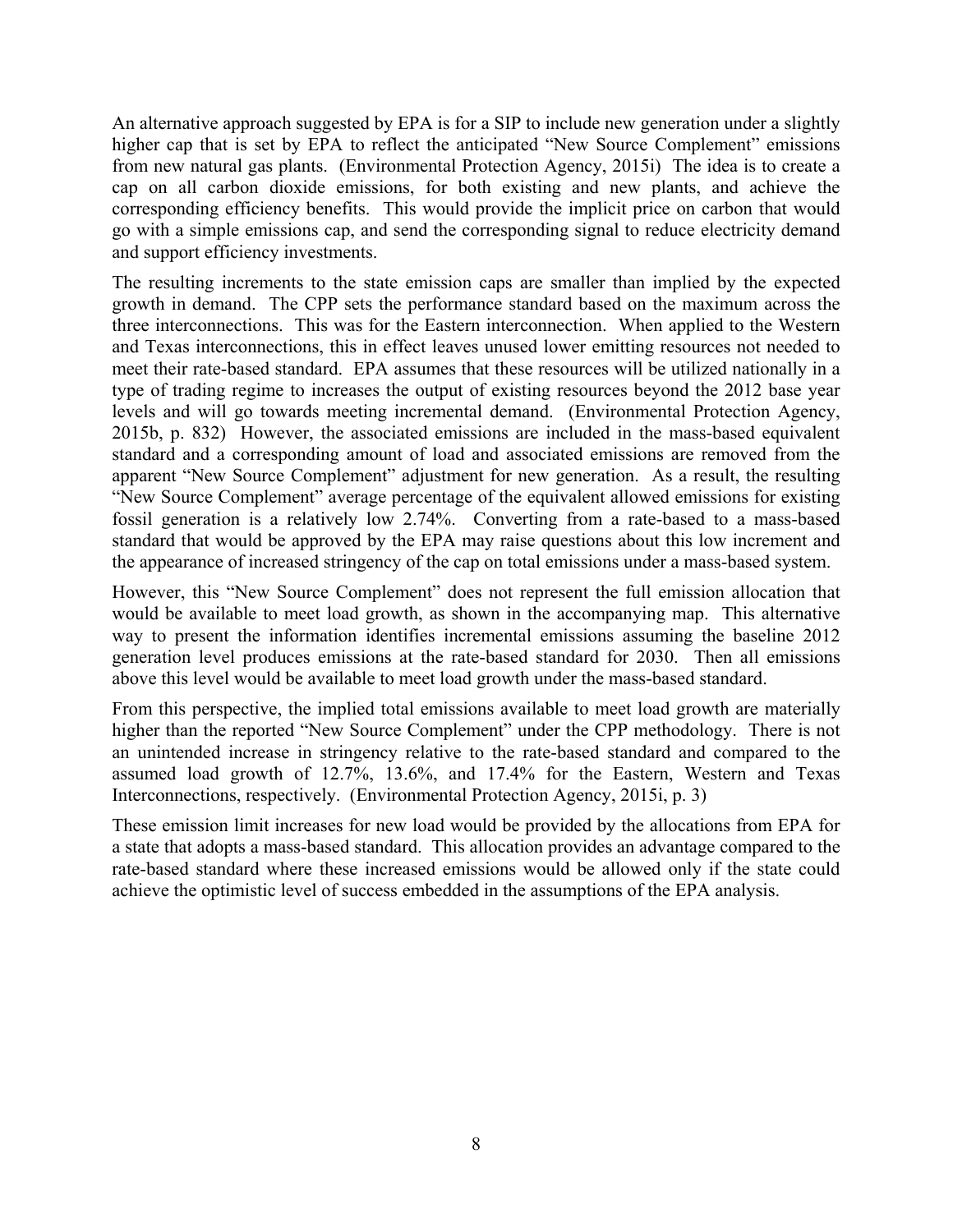An alternative approach suggested by EPA is for a SIP to include new generation under a slightly higher cap that is set by EPA to reflect the anticipated "New Source Complement" emissions from new natural gas plants. (Environmental Protection Agency, 2015i) The idea is to create a cap on all carbon dioxide emissions, for both existing and new plants, and achieve the corresponding efficiency benefits. This would provide the implicit price on carbon that would go with a simple emissions cap, and send the corresponding signal to reduce electricity demand and support efficiency investments.

The resulting increments to the state emission caps are smaller than implied by the expected growth in demand. The CPP sets the performance standard based on the maximum across the three interconnections. This was for the Eastern interconnection. When applied to the Western and Texas interconnections, this in effect leaves unused lower emitting resources not needed to meet their rate-based standard. EPA assumes that these resources will be utilized nationally in a type of trading regime to increases the output of existing resources beyond the 2012 base year levels and will go towards meeting incremental demand. (Environmental Protection Agency, 2015b, p. 832) However, the associated emissions are included in the mass-based equivalent standard and a corresponding amount of load and associated emissions are removed from the apparent "New Source Complement" adjustment for new generation. As a result, the resulting "New Source Complement" average percentage of the equivalent allowed emissions for existing fossil generation is a relatively low 2.74%. Converting from a rate-based to a mass-based standard that would be approved by the EPA may raise questions about this low increment and the appearance of increased stringency of the cap on total emissions under a mass-based system.

However, this "New Source Complement" does not represent the full emission allocation that would be available to meet load growth, as shown in the accompanying map. This alternative way to present the information identifies incremental emissions assuming the baseline 2012 generation level produces emissions at the rate-based standard for 2030. Then all emissions above this level would be available to meet load growth under the mass-based standard.

From this perspective, the implied total emissions available to meet load growth are materially higher than the reported "New Source Complement" under the CPP methodology. There is not an unintended increase in stringency relative to the rate-based standard and compared to the assumed load growth of 12.7%, 13.6%, and 17.4% for the Eastern, Western and Texas Interconnections, respectively. (Environmental Protection Agency, 2015i, p. 3)

These emission limit increases for new load would be provided by the allocations from EPA for a state that adopts a mass-based standard. This allocation provides an advantage compared to the rate-based standard where these increased emissions would be allowed only if the state could achieve the optimistic level of success embedded in the assumptions of the EPA analysis.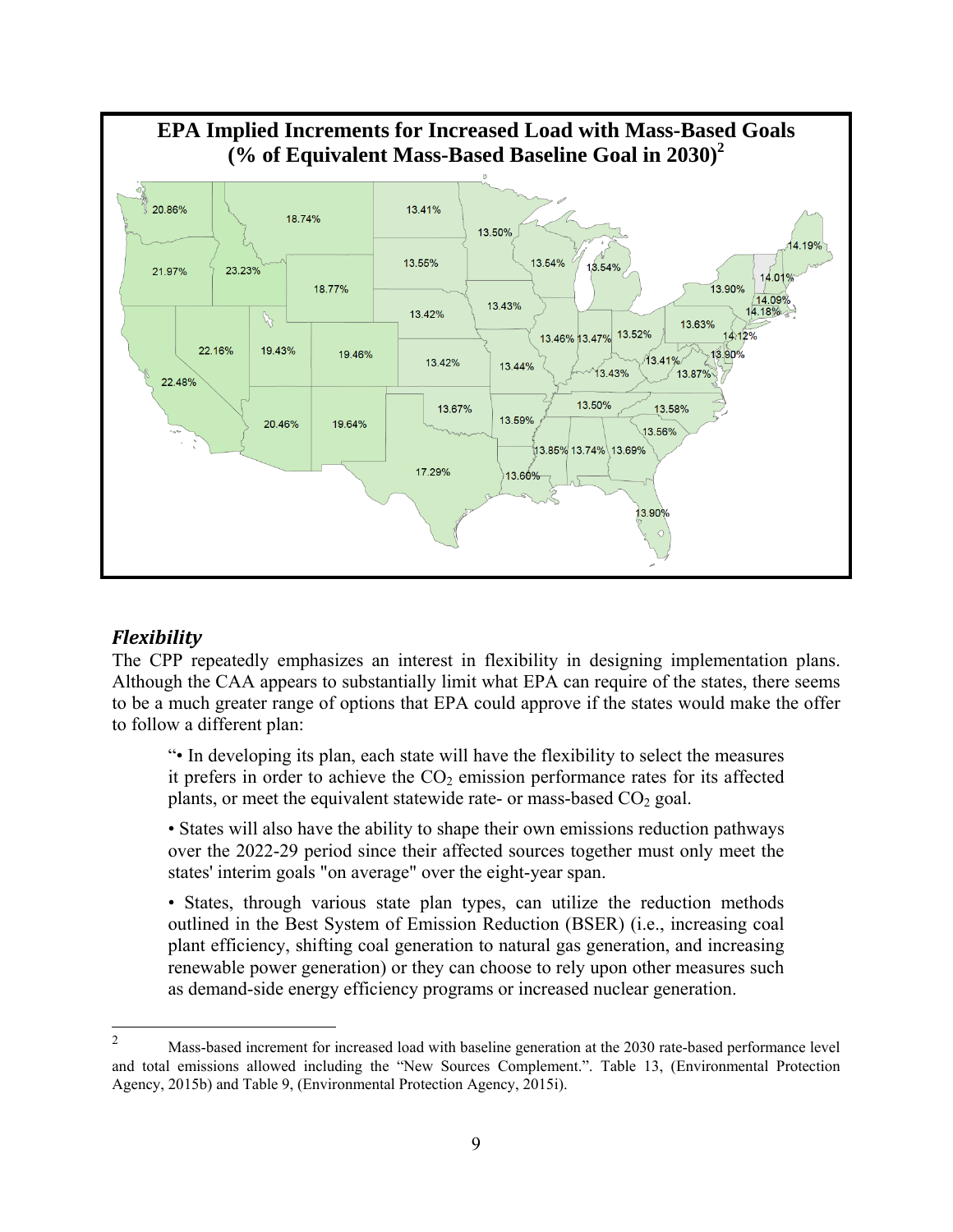**EPA Implied Increments for Increased Load with Mass-Based Goals (% of Equivalent Mass-Based Baseline Goal in 2030)[2]**

### *Flexibility*

The CPP repeatedly emphasizes an interest in flexibility in designing implementation plans. Although the CAA appears to substantially limit what EPA can require of the states, there seems to be a much greater range of options that EPA could approve if the states would make the offer to follow a different plan:

> "• In developing its plan, each state will have the flexibility to select the measures it prefers in order to achieve the $CO_2$ emission performance rates for its affected plants, or meet the equivalent statewide rate- or mass-based $CO_2$ goal.
>
> • States will also have the ability to shape their own emissions reduction pathways over the 2022-29 period since their affected sources together must only meet the states' interim goals "on average" over the eight-year span.
>
> • States, through various state plan types, can utilize the reduction methods outlined in the Best System of Emission Reduction (BSER) (i.e., increasing coal plant efficiency, shifting coal generation to natural gas generation, and increasing renewable power generation) or they can choose to rely upon other measures such as demand-side energy efficiency programs or increased nuclear generation.

---

[2] Mass-based increment for increased load with baseline generation at the 2030 rate-based performance level and total emissions allowed including the "New Sources Complement.". Table 13, (Environmental Protection Agency, 2015b) and Table 9, (Environmental Protection Agency, 2015i).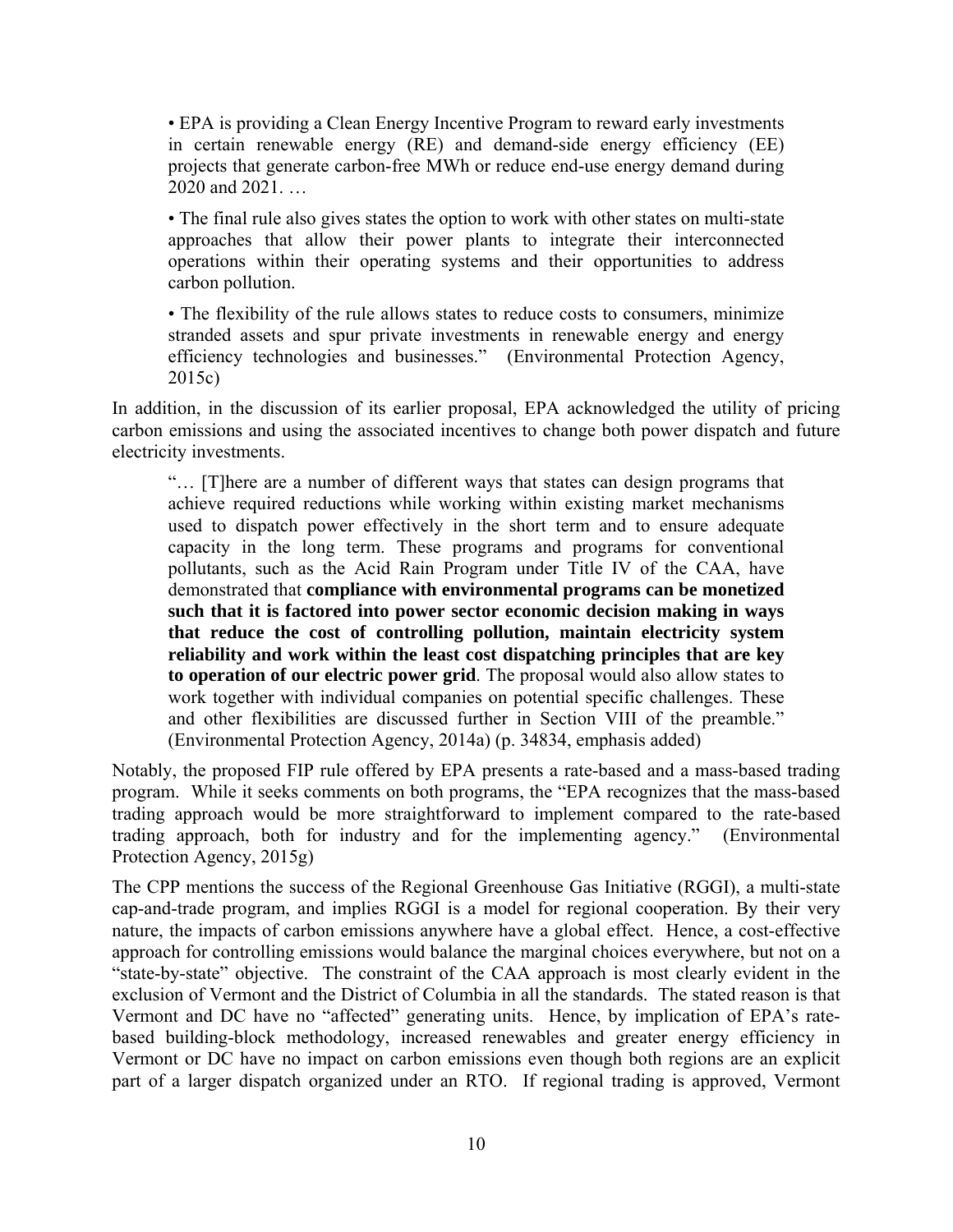> • EPA is providing a Clean Energy Incentive Program to reward early investments in certain renewable energy (RE) and demand-side energy efficiency (EE) projects that generate carbon-free MWh or reduce end-use energy demand during 2020 and 2021. …
>
> • The final rule also gives states the option to work with other states on multi-state approaches that allow their power plants to integrate their interconnected operations within their operating systems and their opportunities to address carbon pollution.
>
> • The flexibility of the rule allows states to reduce costs to consumers, minimize stranded assets and spur private investments in renewable energy and energy efficiency technologies and businesses." (Environmental Protection Agency, 2015c)

In addition, in the discussion of its earlier proposal, EPA acknowledged the utility of pricing carbon emissions and using the associated incentives to change both power dispatch and future electricity investments.

> "… [T]here are a number of different ways that states can design programs that achieve required reductions while working within existing market mechanisms used to dispatch power effectively in the short term and to ensure adequate capacity in the long term. These programs and programs for conventional pollutants, such as the Acid Rain Program under Title IV of the CAA, have demonstrated that **compliance with environmental programs can be monetized such that it is factored into power sector economic decision making in ways that reduce the cost of controlling pollution, maintain electricity system reliability and work within the least cost dispatching principles that are key to operation of our electric power grid**. The proposal would also allow states to work together with individual companies on potential specific challenges. These and other flexibilities are discussed further in Section VIII of the preamble." (Environmental Protection Agency, 2014a) (p. 34834, emphasis added)

Notably, the proposed FIP rule offered by EPA presents a rate-based and a mass-based trading program. While it seeks comments on both programs, the "EPA recognizes that the mass-based trading approach would be more straightforward to implement compared to the rate-based trading approach, both for industry and for the implementing agency." (Environmental Protection Agency, 2015g)

The CPP mentions the success of the Regional Greenhouse Gas Initiative (RGGI), a multi-state cap-and-trade program, and implies RGGI is a model for regional cooperation. By their very nature, the impacts of carbon emissions anywhere have a global effect. Hence, a cost-effective approach for controlling emissions would balance the marginal choices everywhere, but not on a "state-by-state" objective. The constraint of the CAA approach is most clearly evident in the exclusion of Vermont and the District of Columbia in all the standards. The stated reason is that Vermont and DC have no "affected" generating units. Hence, by implication of EPA's rate-based building-block methodology, increased renewables and greater energy efficiency in Vermont or DC have no impact on carbon emissions even though both regions are an explicit part of a larger dispatch organized under an RTO. If regional trading is approved, Vermont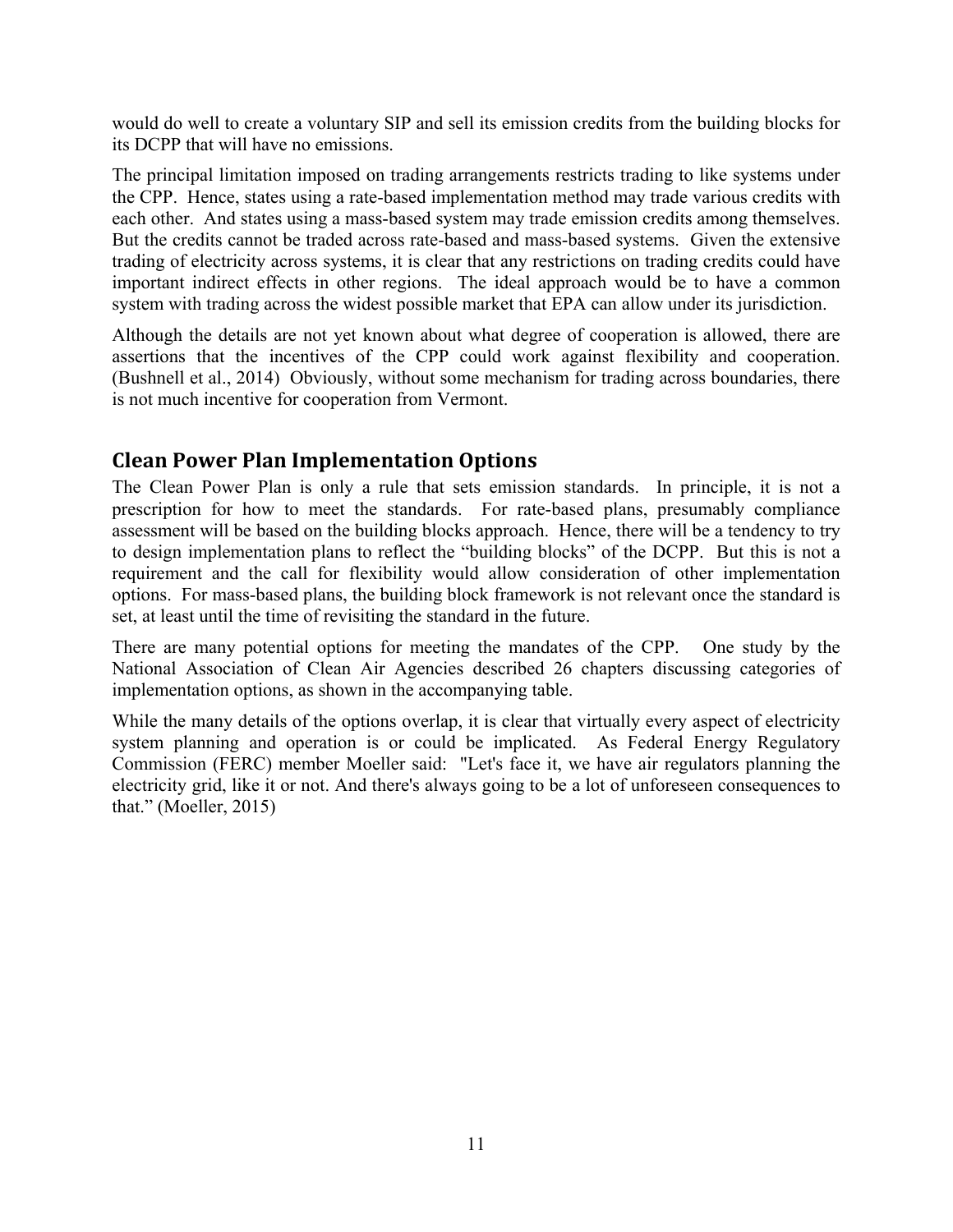would do well to create a voluntary SIP and sell its emission credits from the building blocks for its DCPP that will have no emissions.

The principal limitation imposed on trading arrangements restricts trading to like systems under the CPP. Hence, states using a rate-based implementation method may trade various credits with each other. And states using a mass-based system may trade emission credits among themselves. But the credits cannot be traded across rate-based and mass-based systems. Given the extensive trading of electricity across systems, it is clear that any restrictions on trading credits could have important indirect effects in other regions. The ideal approach would be to have a common system with trading across the widest possible market that EPA can allow under its jurisdiction.

Although the details are not yet known about what degree of cooperation is allowed, there are assertions that the incentives of the CPP could work against flexibility and cooperation. (Bushnell et al., 2014) Obviously, without some mechanism for trading across boundaries, there is not much incentive for cooperation from Vermont.

## Clean Power Plan Implementation Options

The Clean Power Plan is only a rule that sets emission standards. In principle, it is not a prescription for how to meet the standards. For rate-based plans, presumably compliance assessment will be based on the building blocks approach. Hence, there will be a tendency to try to design implementation plans to reflect the "building blocks" of the DCPP. But this is not a requirement and the call for flexibility would allow consideration of other implementation options. For mass-based plans, the building block framework is not relevant once the standard is set, at least until the time of revisiting the standard in the future.

There are many potential options for meeting the mandates of the CPP. One study by the National Association of Clean Air Agencies described 26 chapters discussing categories of implementation options, as shown in the accompanying table.

While the many details of the options overlap, it is clear that virtually every aspect of electricity system planning and operation is or could be implicated. As Federal Energy Regulatory Commission (FERC) member Moeller said: "Let's face it, we have air regulators planning the electricity grid, like it or not. And there's always going to be a lot of unforeseen consequences to that." (Moeller, 2015)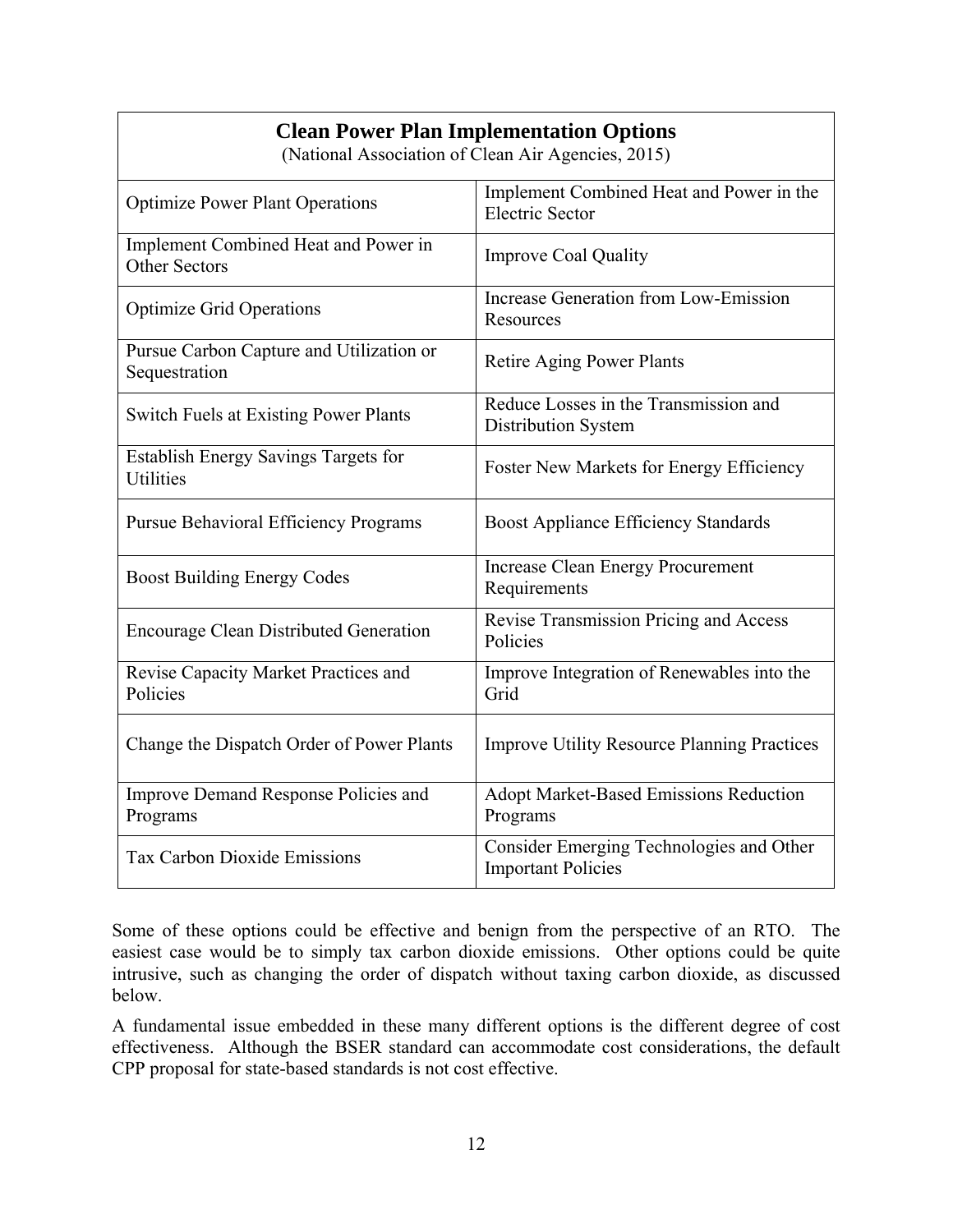| **Clean Power Plan Implementation Options** (National Association of Clean Air Agencies, 2015) | |
|---|---|
| Optimize Power Plant Operations | Implement Combined Heat and Power in the Electric Sector |
| Implement Combined Heat and Power in Other Sectors | Improve Coal Quality |
| Optimize Grid Operations | Increase Generation from Low-Emission Resources |
| Pursue Carbon Capture and Utilization or Sequestration | Retire Aging Power Plants |
| Switch Fuels at Existing Power Plants | Reduce Losses in the Transmission and Distribution System |
| Establish Energy Savings Targets for Utilities | Foster New Markets for Energy Efficiency |
| Pursue Behavioral Efficiency Programs | Boost Appliance Efficiency Standards |
| Boost Building Energy Codes | Increase Clean Energy Procurement Requirements |
| Encourage Clean Distributed Generation | Revise Transmission Pricing and Access Policies |
| Revise Capacity Market Practices and Policies | Improve Integration of Renewables into the Grid |
| Change the Dispatch Order of Power Plants | Improve Utility Resource Planning Practices |
| Improve Demand Response Policies and Programs | Adopt Market-Based Emissions Reduction Programs |
| Tax Carbon Dioxide Emissions | Consider Emerging Technologies and Other Important Policies |

Some of these options could be effective and benign from the perspective of an RTO. The easiest case would be to simply tax carbon dioxide emissions. Other options could be quite intrusive, such as changing the order of dispatch without taxing carbon dioxide, as discussed below.

A fundamental issue embedded in these many different options is the different degree of cost effectiveness. Although the BSER standard can accommodate cost considerations, the default CPP proposal for state-based standards is not cost effective.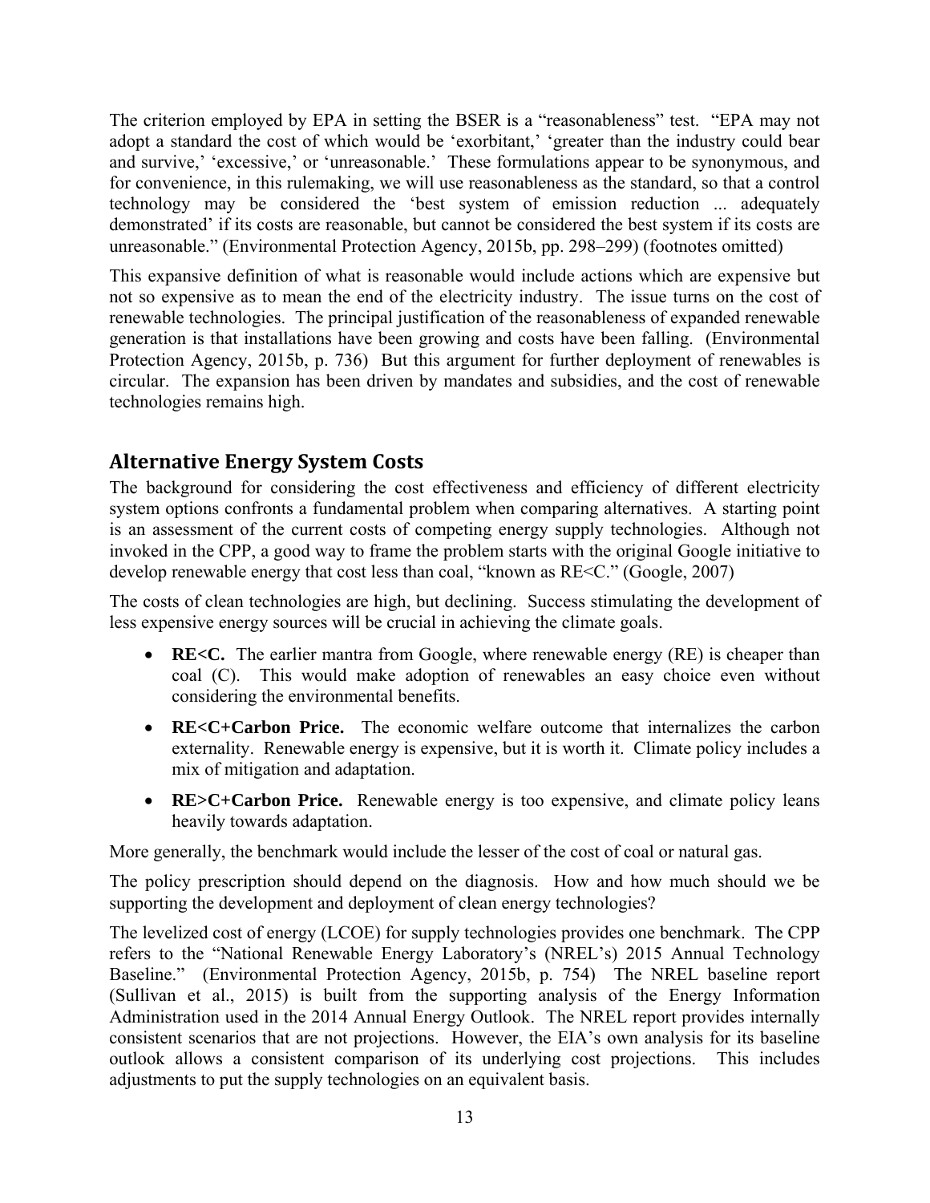The criterion employed by EPA in setting the BSER is a "reasonableness" test. "EPA may not adopt a standard the cost of which would be 'exorbitant,' 'greater than the industry could bear and survive,' 'excessive,' or 'unreasonable.' These formulations appear to be synonymous, and for convenience, in this rulemaking, we will use reasonableness as the standard, so that a control technology may be considered the 'best system of emission reduction ... adequately demonstrated' if its costs are reasonable, but cannot be considered the best system if its costs are unreasonable." (Environmental Protection Agency, 2015b, pp. 298–299) (footnotes omitted)

This expansive definition of what is reasonable would include actions which are expensive but not so expensive as to mean the end of the electricity industry. The issue turns on the cost of renewable technologies. The principal justification of the reasonableness of expanded renewable generation is that installations have been growing and costs have been falling. (Environmental Protection Agency, 2015b, p. 736) But this argument for further deployment of renewables is circular. The expansion has been driven by mandates and subsidies, and the cost of renewable technologies remains high.

## Alternative Energy System Costs

The background for considering the cost effectiveness and efficiency of different electricity system options confronts a fundamental problem when comparing alternatives. A starting point is an assessment of the current costs of competing energy supply technologies. Although not invoked in the CPP, a good way to frame the problem starts with the original Google initiative to develop renewable energy that cost less than coal, "known as RE<C." (Google, 2007)

The costs of clean technologies are high, but declining. Success stimulating the development of less expensive energy sources will be crucial in achieving the climate goals.

- **RE<C.** The earlier mantra from Google, where renewable energy (RE) is cheaper than coal (C). This would make adoption of renewables an easy choice even without considering the environmental benefits.
- **RE<C+Carbon Price.** The economic welfare outcome that internalizes the carbon externality. Renewable energy is expensive, but it is worth it. Climate policy includes a mix of mitigation and adaptation.
- **RE>C+Carbon Price.** Renewable energy is too expensive, and climate policy leans heavily towards adaptation.

More generally, the benchmark would include the lesser of the cost of coal or natural gas.

The policy prescription should depend on the diagnosis. How and how much should we be supporting the development and deployment of clean energy technologies?

The levelized cost of energy (LCOE) for supply technologies provides one benchmark. The CPP refers to the "National Renewable Energy Laboratory's (NREL's) 2015 Annual Technology Baseline." (Environmental Protection Agency, 2015b, p. 754) The NREL baseline report (Sullivan et al., 2015) is built from the supporting analysis of the Energy Information Administration used in the 2014 Annual Energy Outlook. The NREL report provides internally consistent scenarios that are not projections. However, the EIA's own analysis for its baseline outlook allows a consistent comparison of its underlying cost projections. This includes adjustments to put the supply technologies on an equivalent basis.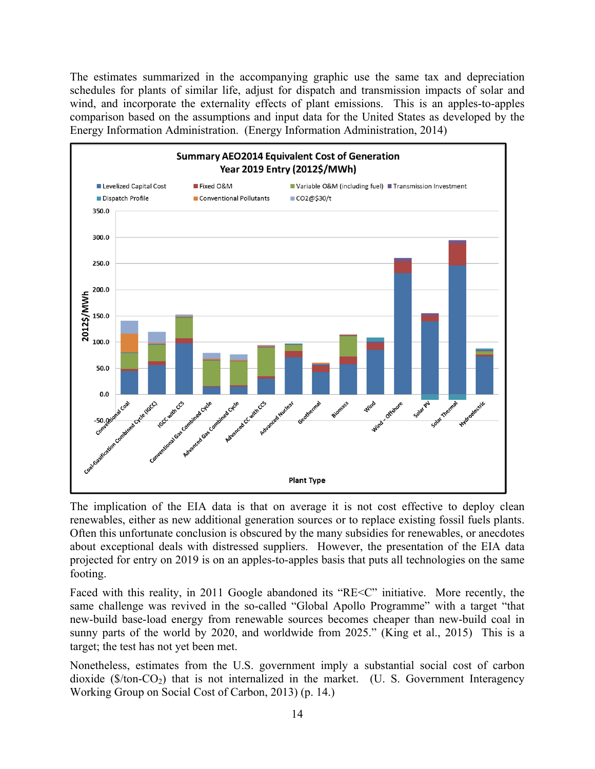The estimates summarized in the accompanying graphic use the same tax and depreciation schedules for plants of similar life, adjust for dispatch and transmission impacts of solar and wind, and incorporate the externality effects of plant emissions. This is an apples-to-apples comparison based on the assumptions and input data for the United States as developed by the Energy Information Administration. (Energy Information Administration, 2014)

The implication of the EIA data is that on average it is not cost effective to deploy clean renewables, either as new additional generation sources or to replace existing fossil fuels plants. Often this unfortunate conclusion is obscured by the many subsidies for renewables, or anecdotes about exceptional deals with distressed suppliers. However, the presentation of the EIA data projected for entry on 2019 is on an apples-to-apples basis that puts all technologies on the same footing.

Faced with this reality, in 2011 Google abandoned its "RE<C" initiative. More recently, the same challenge was revived in the so-called "Global Apollo Programme" with a target "that new-build base-load energy from renewable sources becomes cheaper than new-build coal in sunny parts of the world by 2020, and worldwide from 2025." (King et al., 2015) This is a target; the test has not yet been met.

Nonetheless, estimates from the U.S. government imply a substantial social cost of carbon dioxide ($/ton-$CO_2$) that is not internalized in the market. (U. S. Government Interagency Working Group on Social Cost of Carbon, 2013) (p. 14.)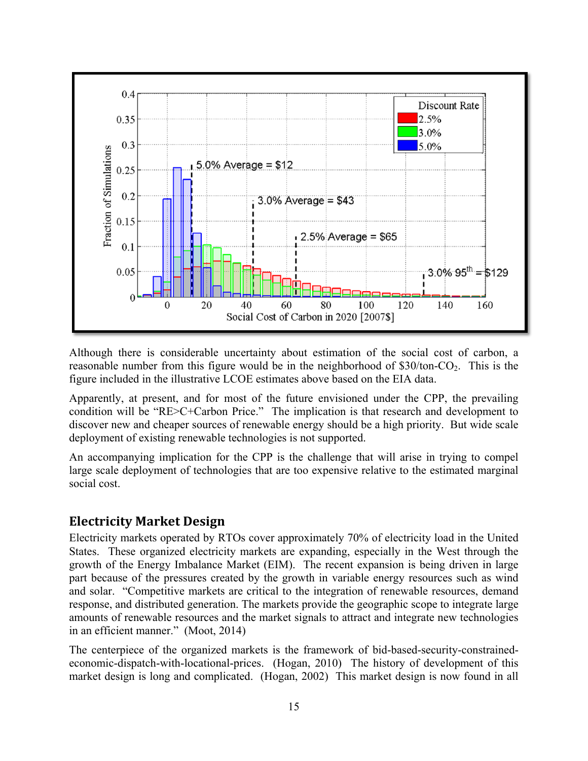Although there is considerable uncertainty about estimation of the social cost of carbon, a reasonable number from this figure would be in the neighborhood of \$30/ton-$CO_2$. This is the figure included in the illustrative LCOE estimates above based on the EIA data.

Apparently, at present, and for most of the future envisioned under the CPP, the prevailing condition will be "RE>C+Carbon Price." The implication is that research and development to discover new and cheaper sources of renewable energy should be a high priority. But wide scale deployment of existing renewable technologies is not supported.

An accompanying implication for the CPP is the challenge that will arise in trying to compel large scale deployment of technologies that are too expensive relative to the estimated marginal social cost.

## Electricity Market Design

Electricity markets operated by RTOs cover approximately 70% of electricity load in the United States. These organized electricity markets are expanding, especially in the West through the growth of the Energy Imbalance Market (EIM). The recent expansion is being driven in large part because of the pressures created by the growth in variable energy resources such as wind and solar. "Competitive markets are critical to the integration of renewable resources, demand response, and distributed generation. The markets provide the geographic scope to integrate large amounts of renewable resources and the market signals to attract and integrate new technologies in an efficient manner." (Moot, 2014)

The centerpiece of the organized markets is the framework of bid-based-security-constrained-economic-dispatch-with-locational-prices. (Hogan, 2010) The history of development of this market design is long and complicated. (Hogan, 2002) This market design is now found in all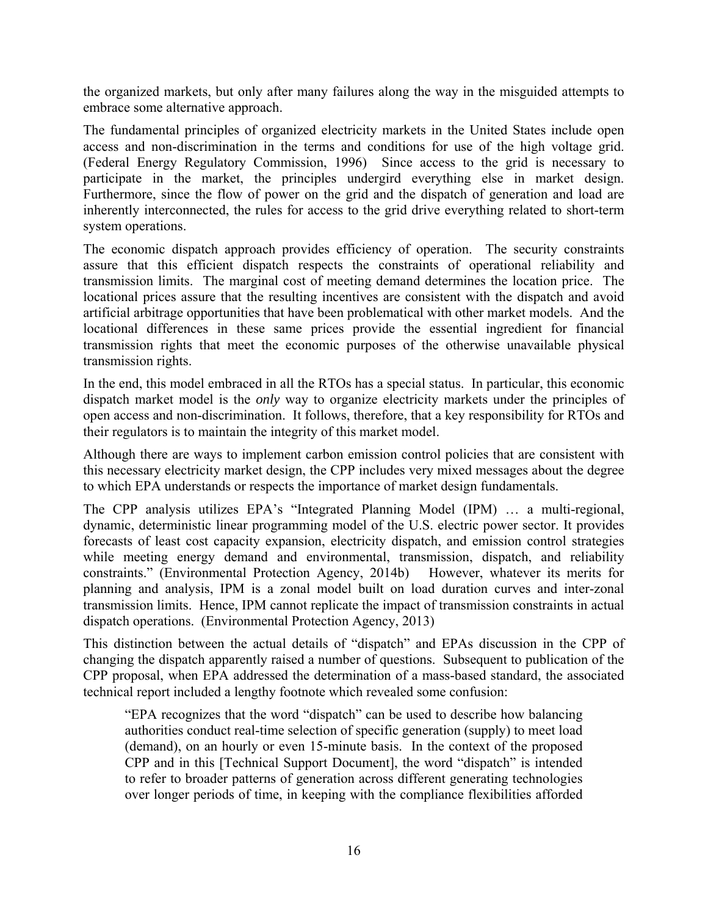the organized markets, but only after many failures along the way in the misguided attempts to embrace some alternative approach.

The fundamental principles of organized electricity markets in the United States include open access and non-discrimination in the terms and conditions for use of the high voltage grid. (Federal Energy Regulatory Commission, 1996) Since access to the grid is necessary to participate in the market, the principles undergird everything else in market design. Furthermore, since the flow of power on the grid and the dispatch of generation and load are inherently interconnected, the rules for access to the grid drive everything related to short-term system operations.

The economic dispatch approach provides efficiency of operation. The security constraints assure that this efficient dispatch respects the constraints of operational reliability and transmission limits. The marginal cost of meeting demand determines the location price. The locational prices assure that the resulting incentives are consistent with the dispatch and avoid artificial arbitrage opportunities that have been problematical with other market models. And the locational differences in these same prices provide the essential ingredient for financial transmission rights that meet the economic purposes of the otherwise unavailable physical transmission rights.

In the end, this model embraced in all the RTOs has a special status. In particular, this economic dispatch market model is the *only* way to organize electricity markets under the principles of open access and non-discrimination. It follows, therefore, that a key responsibility for RTOs and their regulators is to maintain the integrity of this market model.

Although there are ways to implement carbon emission control policies that are consistent with this necessary electricity market design, the CPP includes very mixed messages about the degree to which EPA understands or respects the importance of market design fundamentals.

The CPP analysis utilizes EPA's "Integrated Planning Model (IPM) … a multi-regional, dynamic, deterministic linear programming model of the U.S. electric power sector. It provides forecasts of least cost capacity expansion, electricity dispatch, and emission control strategies while meeting energy demand and environmental, transmission, dispatch, and reliability constraints." (Environmental Protection Agency, 2014b) However, whatever its merits for planning and analysis, IPM is a zonal model built on load duration curves and inter-zonal transmission limits. Hence, IPM cannot replicate the impact of transmission constraints in actual dispatch operations. (Environmental Protection Agency, 2013)

This distinction between the actual details of "dispatch" and EPAs discussion in the CPP of changing the dispatch apparently raised a number of questions. Subsequent to publication of the CPP proposal, when EPA addressed the determination of a mass-based standard, the associated technical report included a lengthy footnote which revealed some confusion:

> "EPA recognizes that the word "dispatch" can be used to describe how balancing authorities conduct real-time selection of specific generation (supply) to meet load (demand), on an hourly or even 15-minute basis. In the context of the proposed CPP and in this [Technical Support Document], the word "dispatch" is intended to refer to broader patterns of generation across different generating technologies over longer periods of time, in keeping with the compliance flexibilities afforded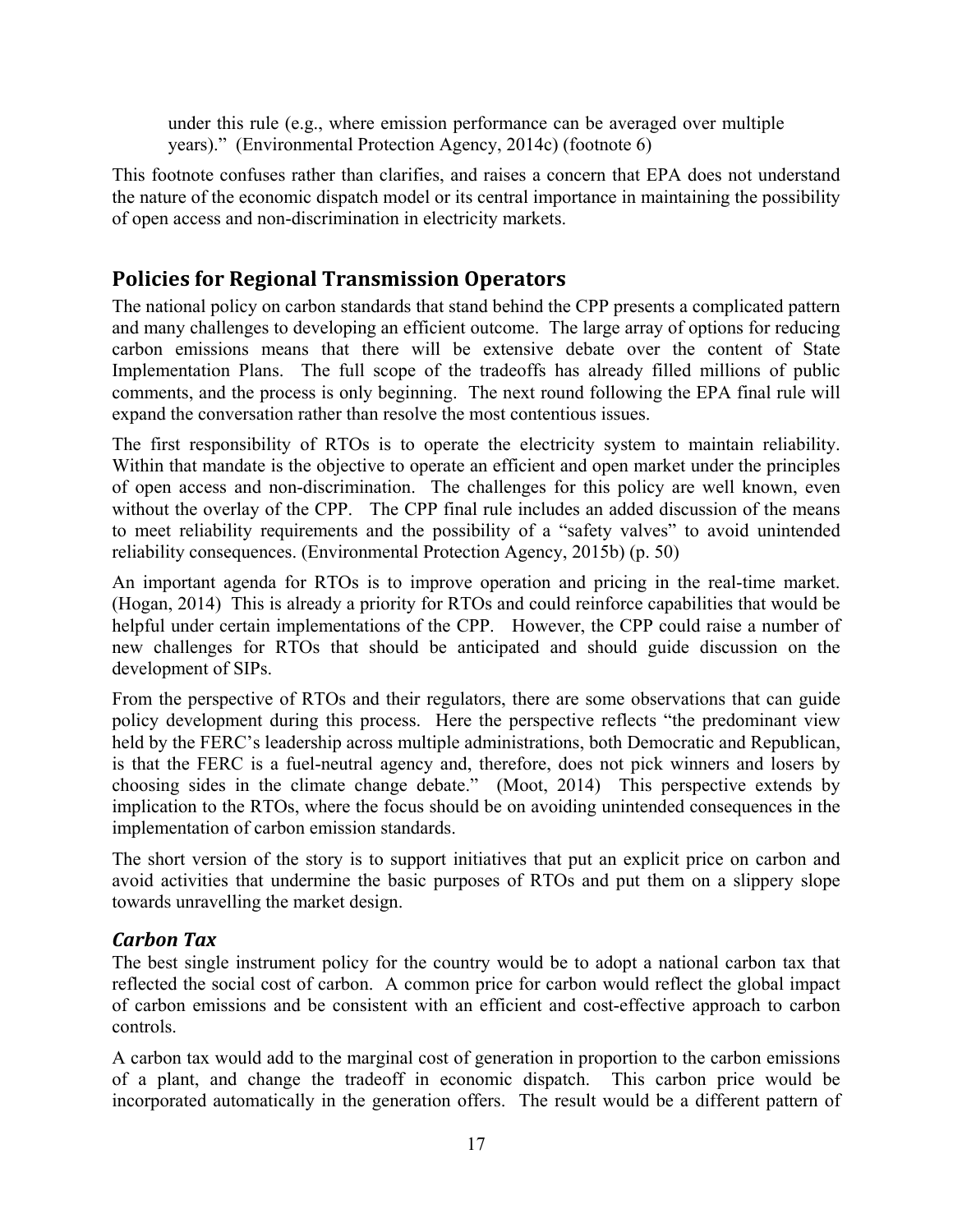> under this rule (e.g., where emission performance can be averaged over multiple years)." (Environmental Protection Agency, 2014c) (footnote 6)

This footnote confuses rather than clarifies, and raises a concern that EPA does not understand the nature of the economic dispatch model or its central importance in maintaining the possibility of open access and non-discrimination in electricity markets.

## Policies for Regional Transmission Operators

The national policy on carbon standards that stand behind the CPP presents a complicated pattern and many challenges to developing an efficient outcome. The large array of options for reducing carbon emissions means that there will be extensive debate over the content of State Implementation Plans. The full scope of the tradeoffs has already filled millions of public comments, and the process is only beginning. The next round following the EPA final rule will expand the conversation rather than resolve the most contentious issues.

The first responsibility of RTOs is to operate the electricity system to maintain reliability. Within that mandate is the objective to operate an efficient and open market under the principles of open access and non-discrimination. The challenges for this policy are well known, even without the overlay of the CPP. The CPP final rule includes an added discussion of the means to meet reliability requirements and the possibility of a "safety valves" to avoid unintended reliability consequences. (Environmental Protection Agency, 2015b) (p. 50)

An important agenda for RTOs is to improve operation and pricing in the real-time market. (Hogan, 2014) This is already a priority for RTOs and could reinforce capabilities that would be helpful under certain implementations of the CPP. However, the CPP could raise a number of new challenges for RTOs that should be anticipated and should guide discussion on the development of SIPs.

From the perspective of RTOs and their regulators, there are some observations that can guide policy development during this process. Here the perspective reflects "the predominant view held by the FERC's leadership across multiple administrations, both Democratic and Republican, is that the FERC is a fuel-neutral agency and, therefore, does not pick winners and losers by choosing sides in the climate change debate." (Moot, 2014) This perspective extends by implication to the RTOs, where the focus should be on avoiding unintended consequences in the implementation of carbon emission standards.

The short version of the story is to support initiatives that put an explicit price on carbon and avoid activities that undermine the basic purposes of RTOs and put them on a slippery slope towards unravelling the market design.

### *Carbon Tax*

The best single instrument policy for the country would be to adopt a national carbon tax that reflected the social cost of carbon. A common price for carbon would reflect the global impact of carbon emissions and be consistent with an efficient and cost-effective approach to carbon controls.

A carbon tax would add to the marginal cost of generation in proportion to the carbon emissions of a plant, and change the tradeoff in economic dispatch. This carbon price would be incorporated automatically in the generation offers. The result would be a different pattern of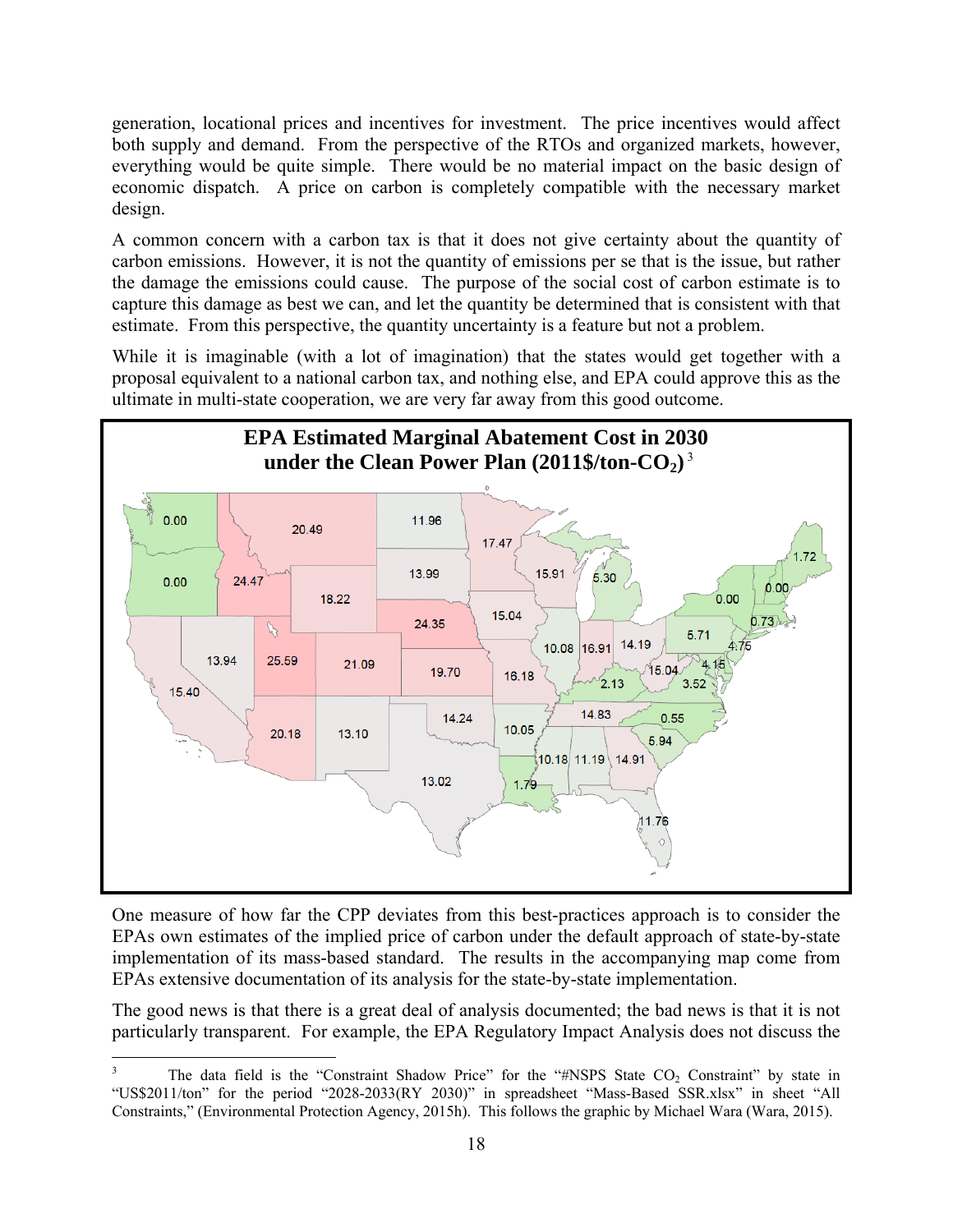generation, locational prices and incentives for investment. The price incentives would affect both supply and demand. From the perspective of the RTOs and organized markets, however, everything would be quite simple. There would be no material impact on the basic design of economic dispatch. A price on carbon is completely compatible with the necessary market design.

A common concern with a carbon tax is that it does not give certainty about the quantity of carbon emissions. However, it is not the quantity of emissions per se that is the issue, but rather the damage the emissions could cause. The purpose of the social cost of carbon estimate is to capture this damage as best we can, and let the quantity be determined that is consistent with that estimate. From this perspective, the quantity uncertainty is a feature but not a problem.

While it is imaginable (with a lot of imagination) that the states would get together with a proposal equivalent to a national carbon tax, and nothing else, and EPA could approve this as the ultimate in multi-state cooperation, we are very far away from this good outcome.

**EPA Estimated Marginal Abatement Cost in 2030 under the Clean Power Plan (2011\$/ton-$CO_2$)**[3]

One measure of how far the CPP deviates from this best-practices approach is to consider the EPAs own estimates of the implied price of carbon under the default approach of state-by-state implementation of its mass-based standard. The results in the accompanying map come from EPAs extensive documentation of its analysis for the state-by-state implementation.

The good news is that there is a great deal of analysis documented; the bad news is that it is not particularly transparent. For example, the EPA Regulatory Impact Analysis does not discuss the

[3] The data field is the "Constraint Shadow Price" for the "#NSPS State $CO_2$ Constraint" by state in "US\$2011/ton" for the period "2028-2033(RY 2030)" in spreadsheet "Mass-Based SSR.xlsx" in sheet "All Constraints," (Environmental Protection Agency, 2015h). This follows the graphic by Michael Wara (Wara, 2015).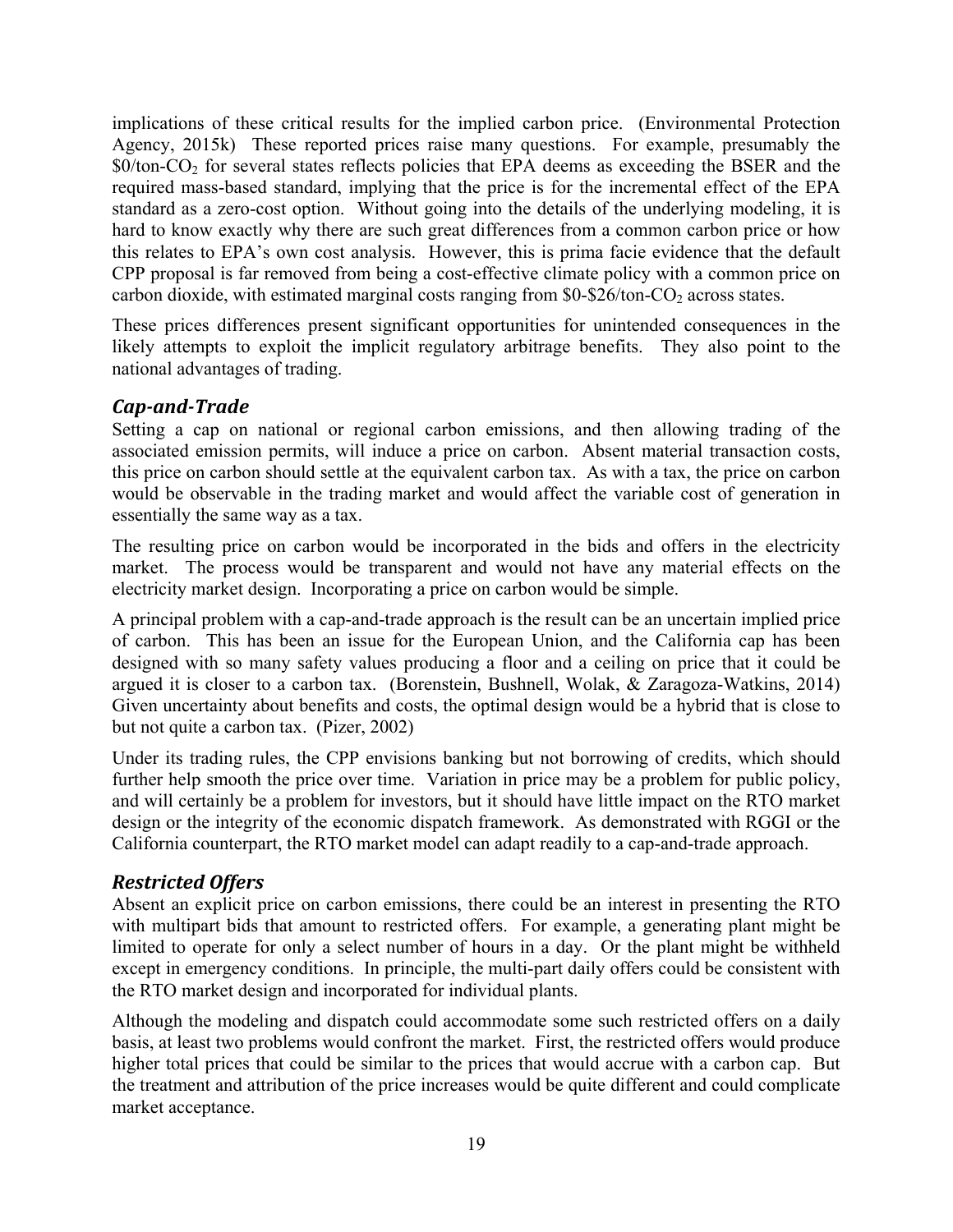implications of these critical results for the implied carbon price. (Environmental Protection Agency, 2015k) These reported prices raise many questions. For example, presumably the \$0/ton-$CO_2$ for several states reflects policies that EPA deems as exceeding the BSER and the required mass-based standard, implying that the price is for the incremental effect of the EPA standard as a zero-cost option. Without going into the details of the underlying modeling, it is hard to know exactly why there are such great differences from a common carbon price or how this relates to EPA's own cost analysis. However, this is prima facie evidence that the default CPP proposal is far removed from being a cost-effective climate policy with a common price on carbon dioxide, with estimated marginal costs ranging from \$0-\$26/ton-$CO_2$ across states.

These prices differences present significant opportunities for unintended consequences in the likely attempts to exploit the implicit regulatory arbitrage benefits. They also point to the national advantages of trading.

### *Cap-and-Trade*

Setting a cap on national or regional carbon emissions, and then allowing trading of the associated emission permits, will induce a price on carbon. Absent material transaction costs, this price on carbon should settle at the equivalent carbon tax. As with a tax, the price on carbon would be observable in the trading market and would affect the variable cost of generation in essentially the same way as a tax.

The resulting price on carbon would be incorporated in the bids and offers in the electricity market. The process would be transparent and would not have any material effects on the electricity market design. Incorporating a price on carbon would be simple.

A principal problem with a cap-and-trade approach is the result can be an uncertain implied price of carbon. This has been an issue for the European Union, and the California cap has been designed with so many safety values producing a floor and a ceiling on price that it could be argued it is closer to a carbon tax. (Borenstein, Bushnell, Wolak, & Zaragoza-Watkins, 2014) Given uncertainty about benefits and costs, the optimal design would be a hybrid that is close to but not quite a carbon tax. (Pizer, 2002)

Under its trading rules, the CPP envisions banking but not borrowing of credits, which should further help smooth the price over time. Variation in price may be a problem for public policy, and will certainly be a problem for investors, but it should have little impact on the RTO market design or the integrity of the economic dispatch framework. As demonstrated with RGGI or the California counterpart, the RTO market model can adapt readily to a cap-and-trade approach.

### *Restricted Offers*

Absent an explicit price on carbon emissions, there could be an interest in presenting the RTO with multipart bids that amount to restricted offers. For example, a generating plant might be limited to operate for only a select number of hours in a day. Or the plant might be withheld except in emergency conditions. In principle, the multi-part daily offers could be consistent with the RTO market design and incorporated for individual plants.

Although the modeling and dispatch could accommodate some such restricted offers on a daily basis, at least two problems would confront the market. First, the restricted offers would produce higher total prices that could be similar to the prices that would accrue with a carbon cap. But the treatment and attribution of the price increases would be quite different and could complicate market acceptance.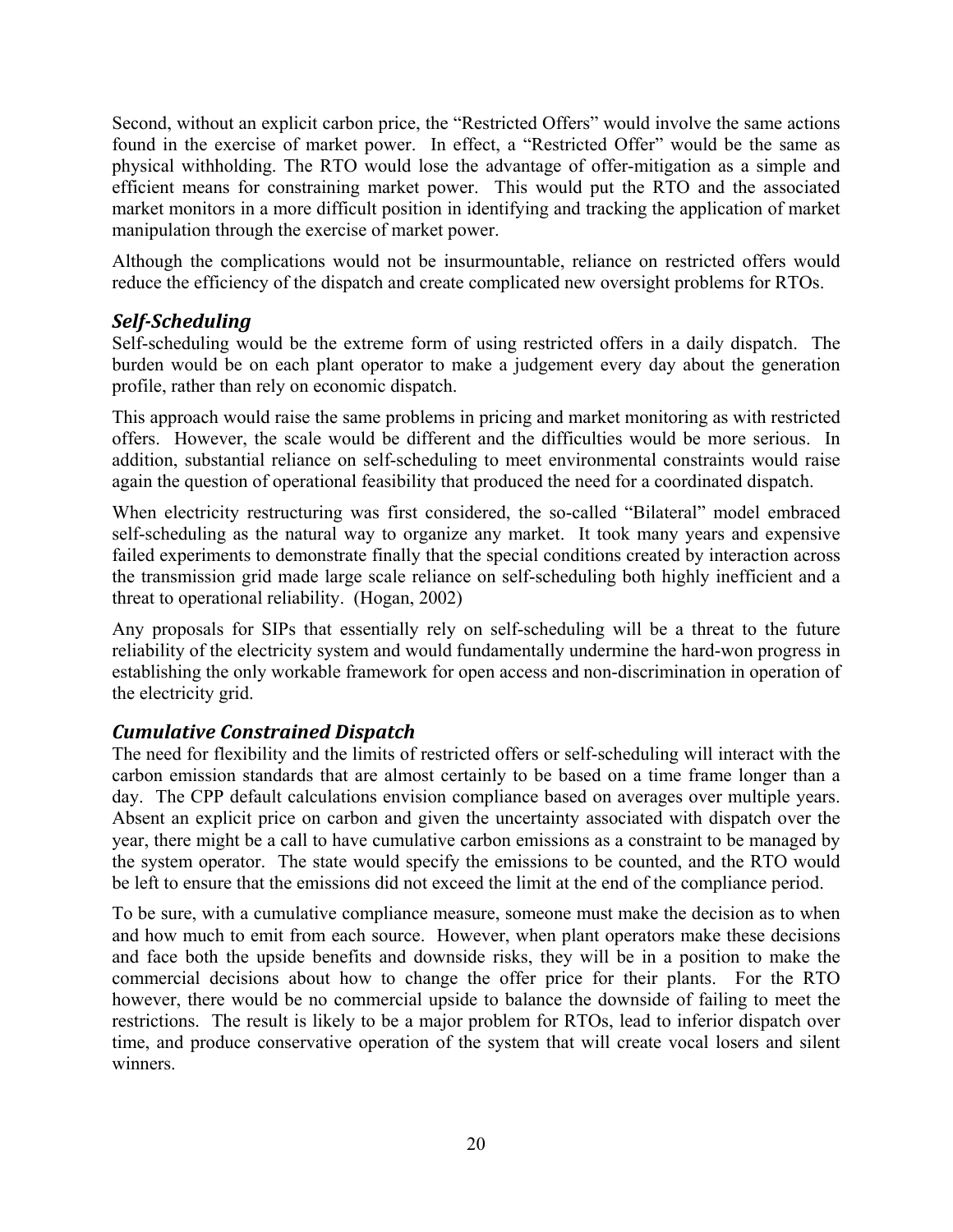Second, without an explicit carbon price, the "Restricted Offers" would involve the same actions found in the exercise of market power. In effect, a "Restricted Offer" would be the same as physical withholding. The RTO would lose the advantage of offer-mitigation as a simple and efficient means for constraining market power. This would put the RTO and the associated market monitors in a more difficult position in identifying and tracking the application of market manipulation through the exercise of market power.

Although the complications would not be insurmountable, reliance on restricted offers would reduce the efficiency of the dispatch and create complicated new oversight problems for RTOs.

### *Self-Scheduling*

Self-scheduling would be the extreme form of using restricted offers in a daily dispatch. The burden would be on each plant operator to make a judgement every day about the generation profile, rather than rely on economic dispatch.

This approach would raise the same problems in pricing and market monitoring as with restricted offers. However, the scale would be different and the difficulties would be more serious. In addition, substantial reliance on self-scheduling to meet environmental constraints would raise again the question of operational feasibility that produced the need for a coordinated dispatch.

When electricity restructuring was first considered, the so-called "Bilateral" model embraced self-scheduling as the natural way to organize any market. It took many years and expensive failed experiments to demonstrate finally that the special conditions created by interaction across the transmission grid made large scale reliance on self-scheduling both highly inefficient and a threat to operational reliability. (Hogan, 2002)

Any proposals for SIPs that essentially rely on self-scheduling will be a threat to the future reliability of the electricity system and would fundamentally undermine the hard-won progress in establishing the only workable framework for open access and non-discrimination in operation of the electricity grid.

### *Cumulative Constrained Dispatch*

The need for flexibility and the limits of restricted offers or self-scheduling will interact with the carbon emission standards that are almost certainly to be based on a time frame longer than a day. The CPP default calculations envision compliance based on averages over multiple years. Absent an explicit price on carbon and given the uncertainty associated with dispatch over the year, there might be a call to have cumulative carbon emissions as a constraint to be managed by the system operator. The state would specify the emissions to be counted, and the RTO would be left to ensure that the emissions did not exceed the limit at the end of the compliance period.

To be sure, with a cumulative compliance measure, someone must make the decision as to when and how much to emit from each source. However, when plant operators make these decisions and face both the upside benefits and downside risks, they will be in a position to make the commercial decisions about how to change the offer price for their plants. For the RTO however, there would be no commercial upside to balance the downside of failing to meet the restrictions. The result is likely to be a major problem for RTOs, lead to inferior dispatch over time, and produce conservative operation of the system that will create vocal losers and silent winners.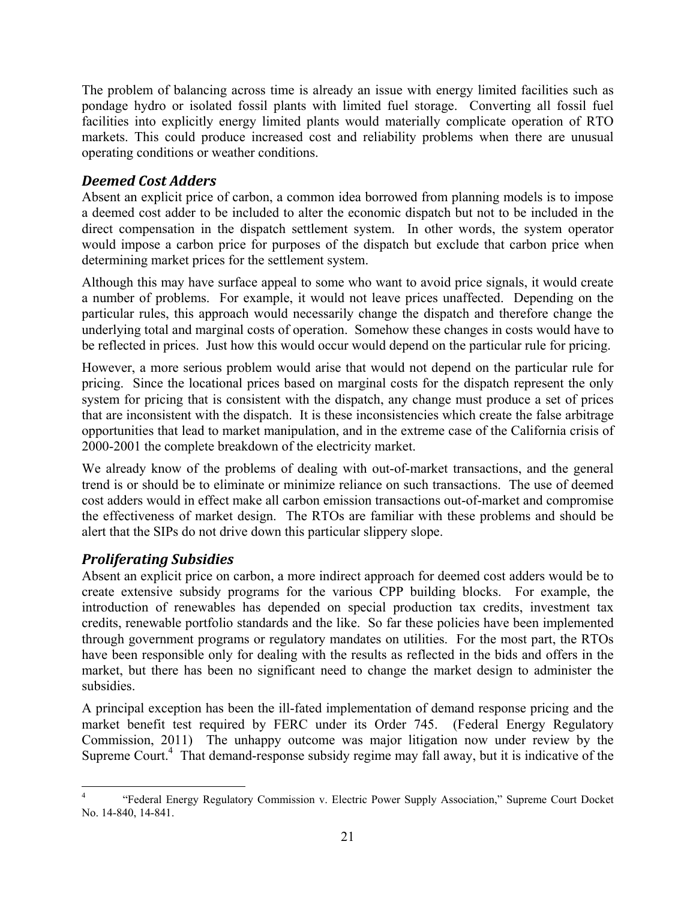The problem of balancing across time is already an issue with energy limited facilities such as pondage hydro or isolated fossil plants with limited fuel storage. Converting all fossil fuel facilities into explicitly energy limited plants would materially complicate operation of RTO markets. This could produce increased cost and reliability problems when there are unusual operating conditions or weather conditions.

### *Deemed Cost Adders*

Absent an explicit price of carbon, a common idea borrowed from planning models is to impose a deemed cost adder to be included to alter the economic dispatch but not to be included in the direct compensation in the dispatch settlement system. In other words, the system operator would impose a carbon price for purposes of the dispatch but exclude that carbon price when determining market prices for the settlement system.

Although this may have surface appeal to some who want to avoid price signals, it would create a number of problems. For example, it would not leave prices unaffected. Depending on the particular rules, this approach would necessarily change the dispatch and therefore change the underlying total and marginal costs of operation. Somehow these changes in costs would have to be reflected in prices. Just how this would occur would depend on the particular rule for pricing.

However, a more serious problem would arise that would not depend on the particular rule for pricing. Since the locational prices based on marginal costs for the dispatch represent the only system for pricing that is consistent with the dispatch, any change must produce a set of prices that are inconsistent with the dispatch. It is these inconsistencies which create the false arbitrage opportunities that lead to market manipulation, and in the extreme case of the California crisis of 2000-2001 the complete breakdown of the electricity market.

We already know of the problems of dealing with out-of-market transactions, and the general trend is or should be to eliminate or minimize reliance on such transactions. The use of deemed cost adders would in effect make all carbon emission transactions out-of-market and compromise the effectiveness of market design. The RTOs are familiar with these problems and should be alert that the SIPs do not drive down this particular slippery slope.

### *Proliferating Subsidies*

Absent an explicit price on carbon, a more indirect approach for deemed cost adders would be to create extensive subsidy programs for the various CPP building blocks. For example, the introduction of renewables has depended on special production tax credits, investment tax credits, renewable portfolio standards and the like. So far these policies have been implemented through government programs or regulatory mandates on utilities. For the most part, the RTOs have been responsible only for dealing with the results as reflected in the bids and offers in the market, but there has been no significant need to change the market design to administer the subsidies.

A principal exception has been the ill-fated implementation of demand response pricing and the market benefit test required by FERC under its Order 745. (Federal Energy Regulatory Commission, 2011) The unhappy outcome was major litigation now under review by the Supreme Court.[4] That demand-response subsidy regime may fall away, but it is indicative of the

[4] "Federal Energy Regulatory Commission v. Electric Power Supply Association," Supreme Court Docket No. 14-840, 14-841.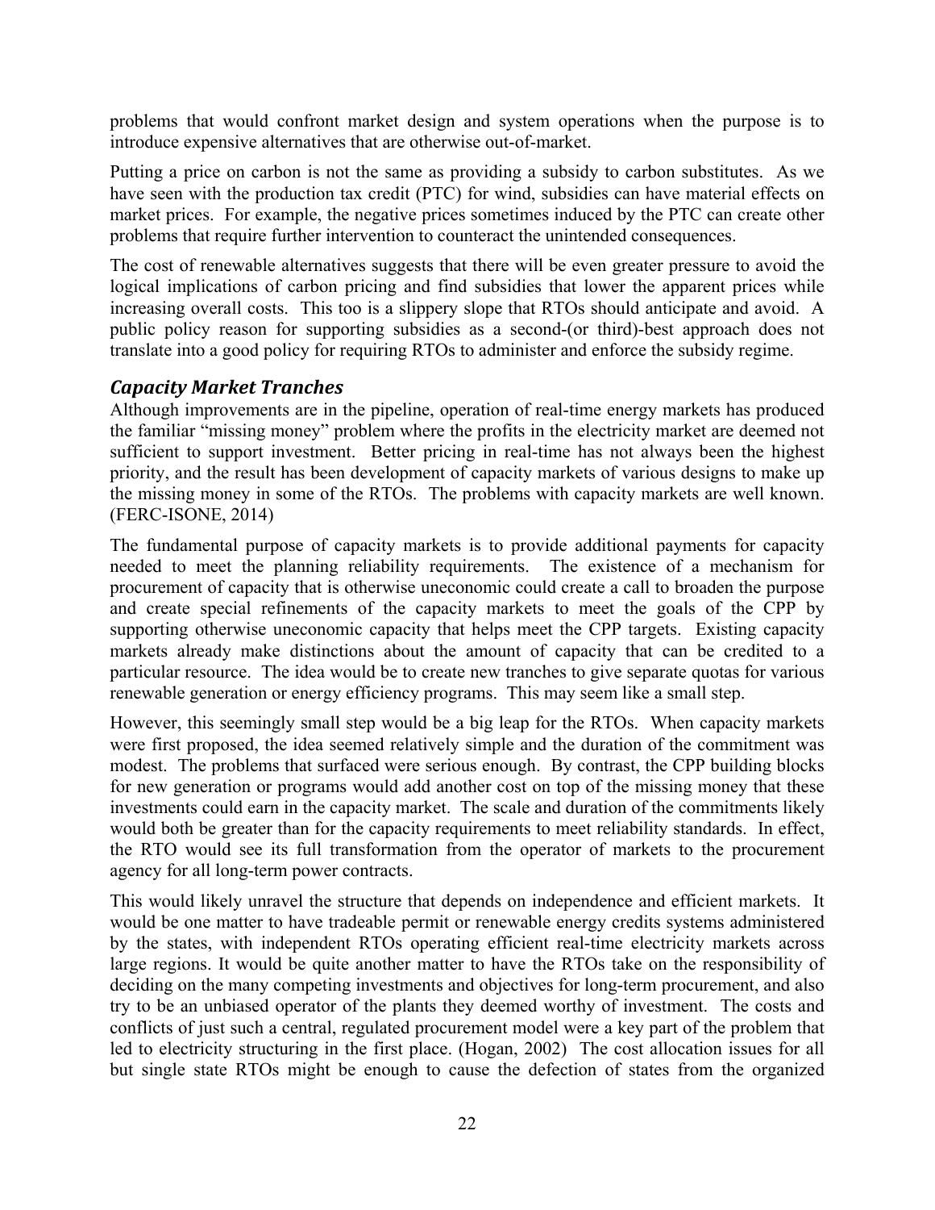problems that would confront market design and system operations when the purpose is to introduce expensive alternatives that are otherwise out-of-market.

Putting a price on carbon is not the same as providing a subsidy to carbon substitutes. As we have seen with the production tax credit (PTC) for wind, subsidies can have material effects on market prices. For example, the negative prices sometimes induced by the PTC can create other problems that require further intervention to counteract the unintended consequences.

The cost of renewable alternatives suggests that there will be even greater pressure to avoid the logical implications of carbon pricing and find subsidies that lower the apparent prices while increasing overall costs. This too is a slippery slope that RTOs should anticipate and avoid. A public policy reason for supporting subsidies as a second-(or third)-best approach does not translate into a good policy for requiring RTOs to administer and enforce the subsidy regime.

### *Capacity Market Tranches*

Although improvements are in the pipeline, operation of real-time energy markets has produced the familiar "missing money" problem where the profits in the electricity market are deemed not sufficient to support investment. Better pricing in real-time has not always been the highest priority, and the result has been development of capacity markets of various designs to make up the missing money in some of the RTOs. The problems with capacity markets are well known. (FERC-ISONE, 2014)

The fundamental purpose of capacity markets is to provide additional payments for capacity needed to meet the planning reliability requirements. The existence of a mechanism for procurement of capacity that is otherwise uneconomic could create a call to broaden the purpose and create special refinements of the capacity markets to meet the goals of the CPP by supporting otherwise uneconomic capacity that helps meet the CPP targets. Existing capacity markets already make distinctions about the amount of capacity that can be credited to a particular resource. The idea would be to create new tranches to give separate quotas for various renewable generation or energy efficiency programs. This may seem like a small step.

However, this seemingly small step would be a big leap for the RTOs. When capacity markets were first proposed, the idea seemed relatively simple and the duration of the commitment was modest. The problems that surfaced were serious enough. By contrast, the CPP building blocks for new generation or programs would add another cost on top of the missing money that these investments could earn in the capacity market. The scale and duration of the commitments likely would both be greater than for the capacity requirements to meet reliability standards. In effect, the RTO would see its full transformation from the operator of markets to the procurement agency for all long-term power contracts.

This would likely unravel the structure that depends on independence and efficient markets. It would be one matter to have tradeable permit or renewable energy credits systems administered by the states, with independent RTOs operating efficient real-time electricity markets across large regions. It would be quite another matter to have the RTOs take on the responsibility of deciding on the many competing investments and objectives for long-term procurement, and also try to be an unbiased operator of the plants they deemed worthy of investment. The costs and conflicts of just such a central, regulated procurement model were a key part of the problem that led to electricity structuring in the first place. (Hogan, 2002) The cost allocation issues for all but single state RTOs might be enough to cause the defection of states from the organized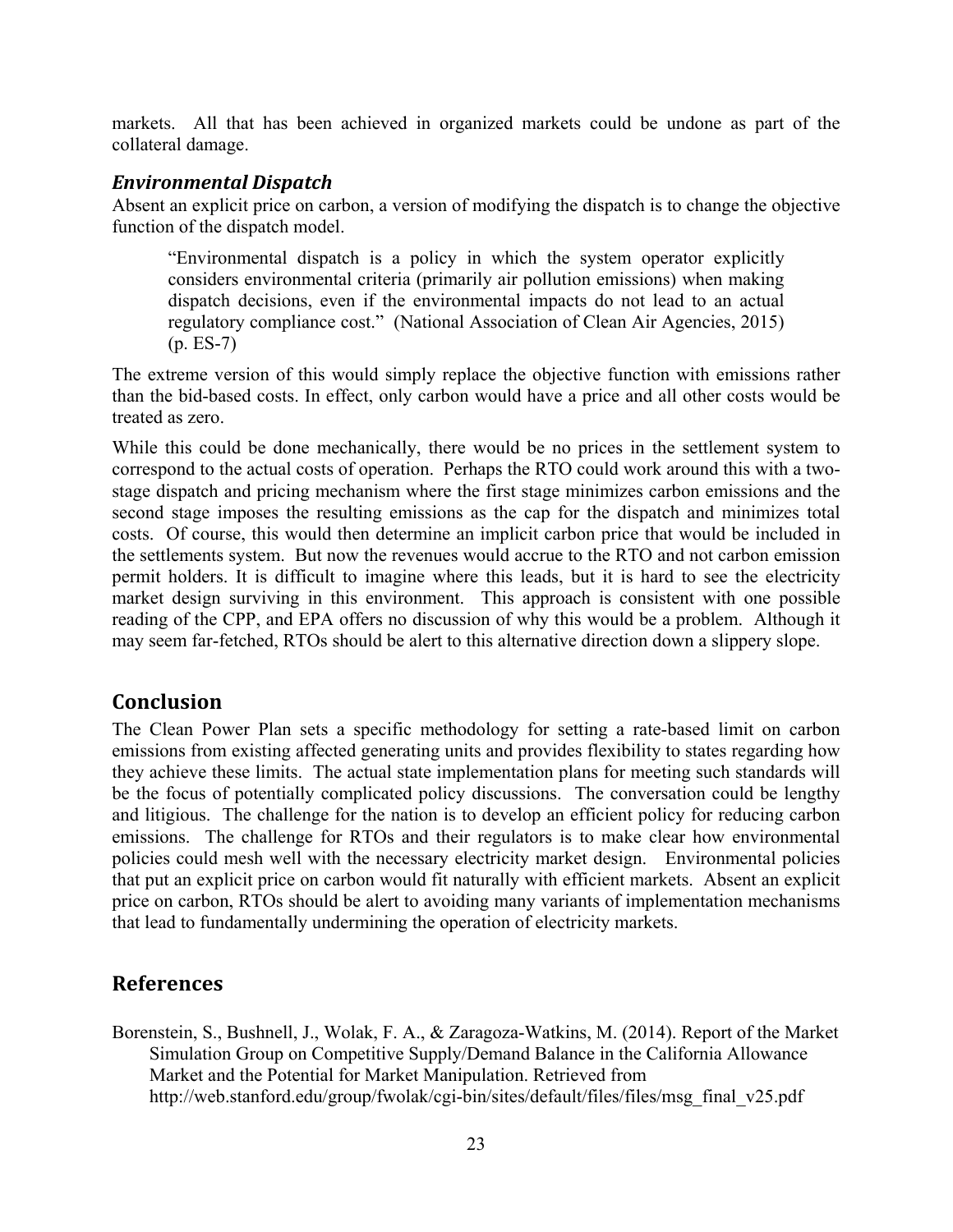markets. All that has been achieved in organized markets could be undone as part of the collateral damage.

### *Environmental Dispatch*

Absent an explicit price on carbon, a version of modifying the dispatch is to change the objective function of the dispatch model.

> "Environmental dispatch is a policy in which the system operator explicitly considers environmental criteria (primarily air pollution emissions) when making dispatch decisions, even if the environmental impacts do not lead to an actual regulatory compliance cost." (National Association of Clean Air Agencies, 2015) (p. ES-7)

The extreme version of this would simply replace the objective function with emissions rather than the bid-based costs. In effect, only carbon would have a price and all other costs would be treated as zero.

While this could be done mechanically, there would be no prices in the settlement system to correspond to the actual costs of operation. Perhaps the RTO could work around this with a two-stage dispatch and pricing mechanism where the first stage minimizes carbon emissions and the second stage imposes the resulting emissions as the cap for the dispatch and minimizes total costs. Of course, this would then determine an implicit carbon price that would be included in the settlements system. But now the revenues would accrue to the RTO and not carbon emission permit holders. It is difficult to imagine where this leads, but it is hard to see the electricity market design surviving in this environment. This approach is consistent with one possible reading of the CPP, and EPA offers no discussion of why this would be a problem. Although it may seem far-fetched, RTOs should be alert to this alternative direction down a slippery slope.

## Conclusion

The Clean Power Plan sets a specific methodology for setting a rate-based limit on carbon emissions from existing affected generating units and provides flexibility to states regarding how they achieve these limits. The actual state implementation plans for meeting such standards will be the focus of potentially complicated policy discussions. The conversation could be lengthy and litigious. The challenge for the nation is to develop an efficient policy for reducing carbon emissions. The challenge for RTOs and their regulators is to make clear how environmental policies could mesh well with the necessary electricity market design. Environmental policies that put an explicit price on carbon would fit naturally with efficient markets. Absent an explicit price on carbon, RTOs should be alert to avoiding many variants of implementation mechanisms that lead to fundamentally undermining the operation of electricity markets.

## References

Borenstein, S., Bushnell, J., Wolak, F. A., & Zaragoza-Watkins, M. (2014). Report of the Market Simulation Group on Competitive Supply/Demand Balance in the California Allowance Market and the Potential for Market Manipulation. Retrieved from http://web.stanford.edu/group/fwolak/cgi-bin/sites/default/files/files/msg_final_v25.pdf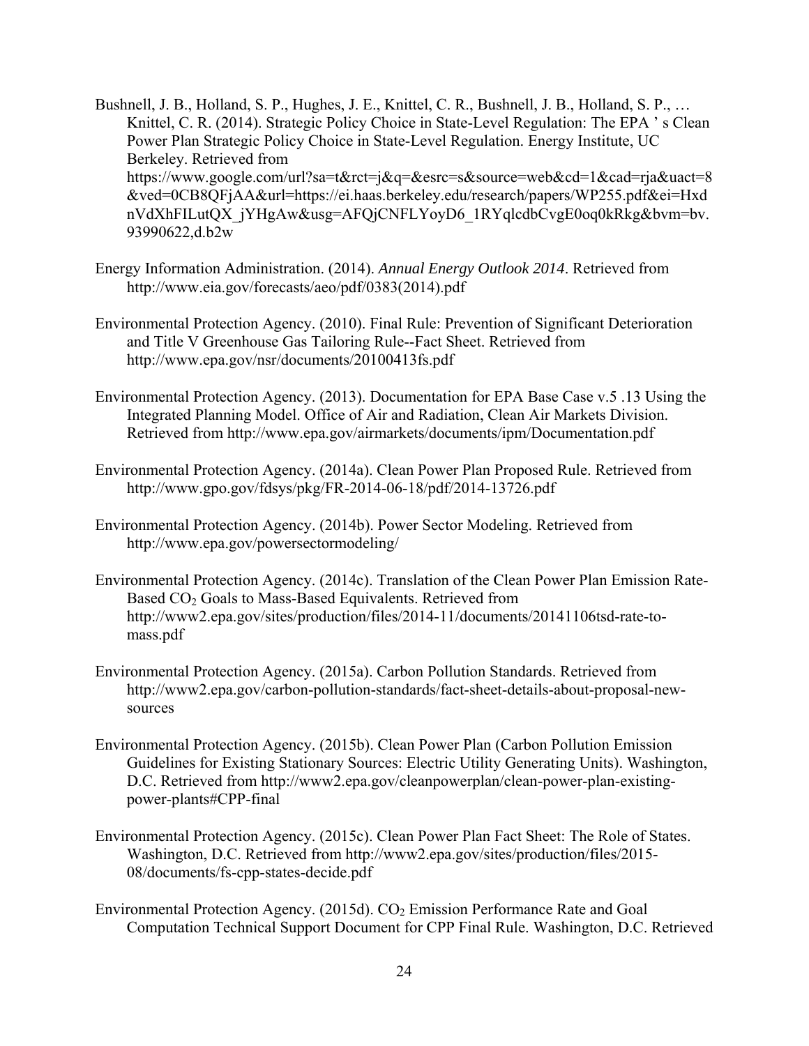Bushnell, J. B., Holland, S. P., Hughes, J. E., Knittel, C. R., Bushnell, J. B., Holland, S. P., … Knittel, C. R. (2014). Strategic Policy Choice in State-Level Regulation: The EPA ' s Clean Power Plan Strategic Policy Choice in State-Level Regulation. Energy Institute, UC Berkeley. Retrieved from https://www.google.com/url?sa=t&rct=j&q=&esrc=s&source=web&cd=1&cad=rja&uact=8&ved=0CB8QFjAA&url=https://ei.haas.berkeley.edu/research/papers/WP255.pdf&ei=HxdnVdXhFILutQX_jYHgAw&usg=AFQjCNFLYoyD6_1RYqlcdbCvgE0oq0kRkg&bvm=bv.93990622,d.b2w

Energy Information Administration. (2014). *Annual Energy Outlook 2014*. Retrieved from http://www.eia.gov/forecasts/aeo/pdf/0383(2014).pdf

Environmental Protection Agency. (2010). Final Rule: Prevention of Significant Deterioration and Title V Greenhouse Gas Tailoring Rule--Fact Sheet. Retrieved from http://www.epa.gov/nsr/documents/20100413fs.pdf

Environmental Protection Agency. (2013). Documentation for EPA Base Case v.5 .13 Using the Integrated Planning Model. Office of Air and Radiation, Clean Air Markets Division. Retrieved from http://www.epa.gov/airmarkets/documents/ipm/Documentation.pdf

Environmental Protection Agency. (2014a). Clean Power Plan Proposed Rule. Retrieved from http://www.gpo.gov/fdsys/pkg/FR-2014-06-18/pdf/2014-13726.pdf

Environmental Protection Agency. (2014b). Power Sector Modeling. Retrieved from http://www.epa.gov/powersectormodeling/

Environmental Protection Agency. (2014c). Translation of the Clean Power Plan Emission Rate-Based $CO_2$ Goals to Mass-Based Equivalents. Retrieved from http://www2.epa.gov/sites/production/files/2014-11/documents/20141106tsd-rate-to-mass.pdf

Environmental Protection Agency. (2015a). Carbon Pollution Standards. Retrieved from http://www2.epa.gov/carbon-pollution-standards/fact-sheet-details-about-proposal-new-sources

Environmental Protection Agency. (2015b). Clean Power Plan (Carbon Pollution Emission Guidelines for Existing Stationary Sources: Electric Utility Generating Units). Washington, D.C. Retrieved from http://www2.epa.gov/cleanpowerplan/clean-power-plan-existing-power-plants#CPP-final

Environmental Protection Agency. (2015c). Clean Power Plan Fact Sheet: The Role of States. Washington, D.C. Retrieved from http://www2.epa.gov/sites/production/files/2015-08/documents/fs-cpp-states-decide.pdf

Environmental Protection Agency. (2015d). $CO_2$ Emission Performance Rate and Goal Computation Technical Support Document for CPP Final Rule. Washington, D.C. Retrieved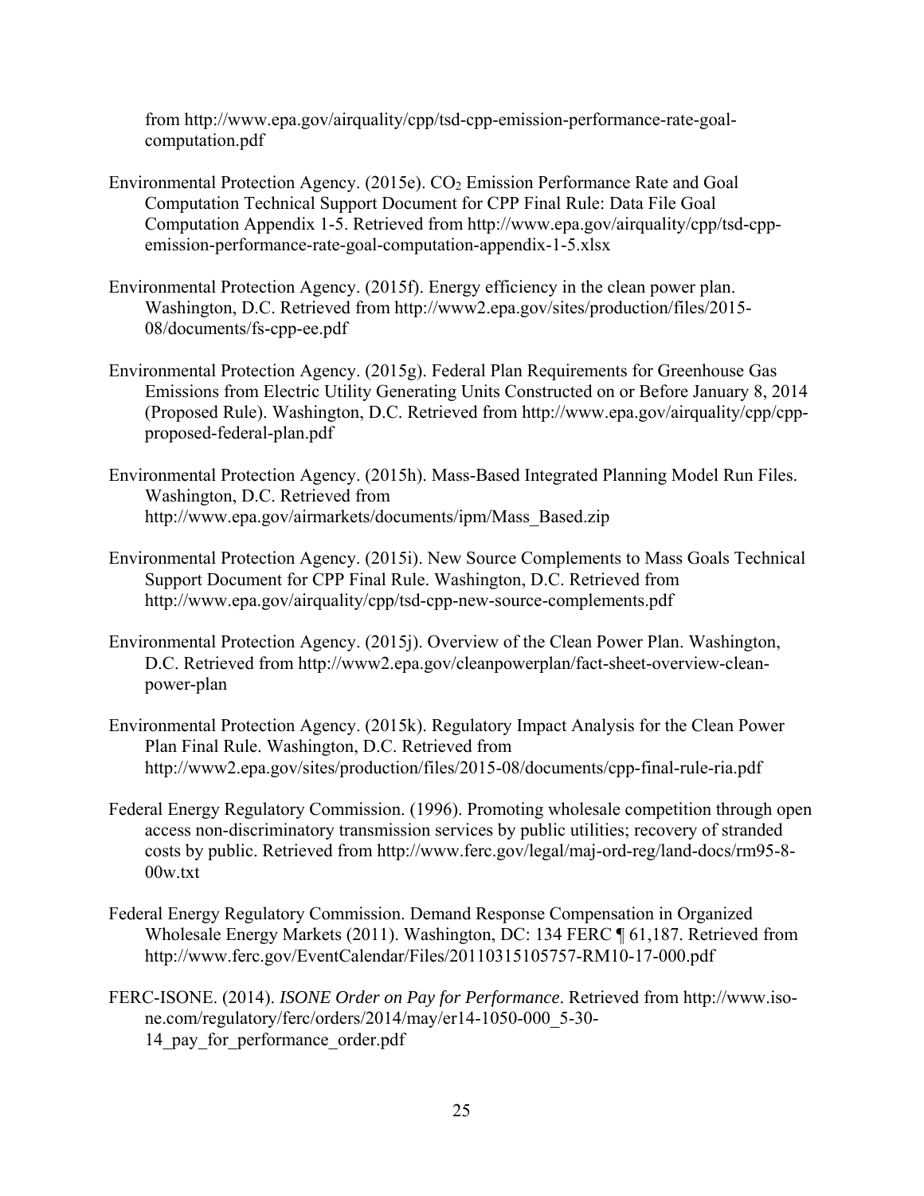from http://www.epa.gov/airquality/cpp/tsd-cpp-emission-performance-rate-goal-computation.pdf

Environmental Protection Agency. (2015e). $CO_2$ Emission Performance Rate and Goal Computation Technical Support Document for CPP Final Rule: Data File Goal Computation Appendix 1-5. Retrieved from http://www.epa.gov/airquality/cpp/tsd-cpp-emission-performance-rate-goal-computation-appendix-1-5.xlsx

Environmental Protection Agency. (2015f). Energy efficiency in the clean power plan. Washington, D.C. Retrieved from http://www2.epa.gov/sites/production/files/2015-08/documents/fs-cpp-ee.pdf

Environmental Protection Agency. (2015g). Federal Plan Requirements for Greenhouse Gas Emissions from Electric Utility Generating Units Constructed on or Before January 8, 2014 (Proposed Rule). Washington, D.C. Retrieved from http://www.epa.gov/airquality/cpp/cpp-proposed-federal-plan.pdf

Environmental Protection Agency. (2015h). Mass-Based Integrated Planning Model Run Files. Washington, D.C. Retrieved from http://www.epa.gov/airmarkets/documents/ipm/Mass_Based.zip

Environmental Protection Agency. (2015i). New Source Complements to Mass Goals Technical Support Document for CPP Final Rule. Washington, D.C. Retrieved from http://www.epa.gov/airquality/cpp/tsd-cpp-new-source-complements.pdf

Environmental Protection Agency. (2015j). Overview of the Clean Power Plan. Washington, D.C. Retrieved from http://www2.epa.gov/cleanpowerplan/fact-sheet-overview-clean-power-plan

Environmental Protection Agency. (2015k). Regulatory Impact Analysis for the Clean Power Plan Final Rule. Washington, D.C. Retrieved from http://www2.epa.gov/sites/production/files/2015-08/documents/cpp-final-rule-ria.pdf

Federal Energy Regulatory Commission. (1996). Promoting wholesale competition through open access non-discriminatory transmission services by public utilities; recovery of stranded costs by public. Retrieved from http://www.ferc.gov/legal/maj-ord-reg/land-docs/rm95-8-00w.txt

Federal Energy Regulatory Commission. Demand Response Compensation in Organized Wholesale Energy Markets (2011). Washington, DC: 134 FERC ¶ 61,187. Retrieved from http://www.ferc.gov/EventCalendar/Files/20110315105757-RM10-17-000.pdf

FERC-ISONE. (2014). *ISONE Order on Pay for Performance*. Retrieved from http://www.iso-ne.com/regulatory/ferc/orders/2014/may/er14-1050-000_5-30-14_pay_for_performance_order.pdf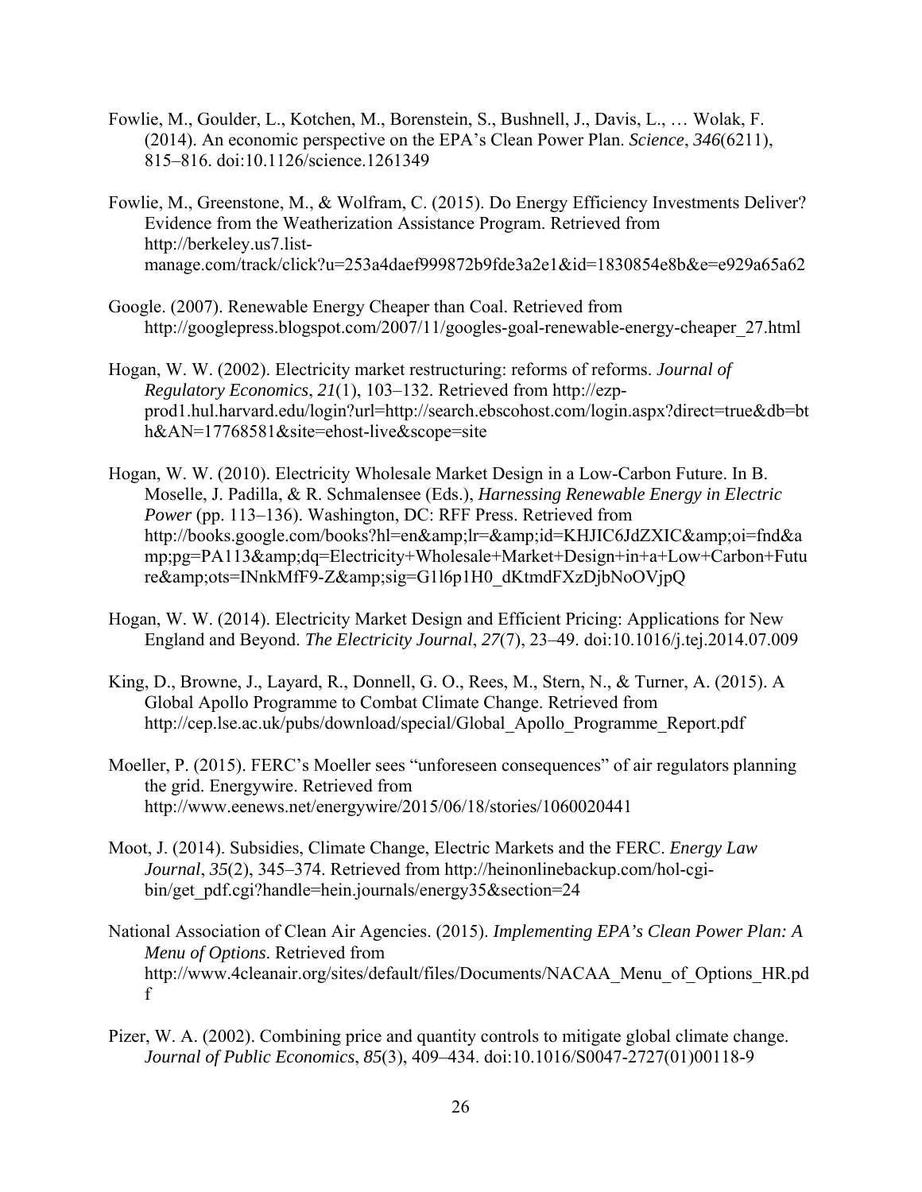Fowlie, M., Goulder, L., Kotchen, M., Borenstein, S., Bushnell, J., Davis, L., … Wolak, F. (2014). An economic perspective on the EPA's Clean Power Plan. *Science*, *346*(6211), 815–816. doi:10.1126/science.1261349

Fowlie, M., Greenstone, M., & Wolfram, C. (2015). Do Energy Efficiency Investments Deliver? Evidence from the Weatherization Assistance Program. Retrieved from http://berkeley.us7.list-manage.com/track/click?u=253a4daef999872b9fde3a2e1&id=1830854e8b&e=e929a65a62

Google. (2007). Renewable Energy Cheaper than Coal. Retrieved from http://googlepress.blogspot.com/2007/11/googles-goal-renewable-energy-cheaper_27.html

Hogan, W. W. (2002). Electricity market restructuring: reforms of reforms. *Journal of Regulatory Economics*, *21*(1), 103–132. Retrieved from http://ezp-prod1.hul.harvard.edu/login?url=http://search.ebscohost.com/login.aspx?direct=true&db=bth&AN=17768581&site=ehost-live&scope=site

Hogan, W. W. (2010). Electricity Wholesale Market Design in a Low-Carbon Future. In B. Moselle, J. Padilla, & R. Schmalensee (Eds.), *Harnessing Renewable Energy in Electric Power* (pp. 113–136). Washington, DC: RFF Press. Retrieved from http://books.google.com/books?hl=en&amp;lr=&amp;id=KHJIC6JdZXIC&amp;oi=fnd&amp;pg=PA113&amp;dq=Electricity+Wholesale+Market+Design+in+a+Low+Carbon+Future&amp;ots=INnkMfF9-Z&amp;sig=G1l6p1H0_dKtmdFXzDjbNoOVjpQ

Hogan, W. W. (2014). Electricity Market Design and Efficient Pricing: Applications for New England and Beyond. *The Electricity Journal*, *27*(7), 23–49. doi:10.1016/j.tej.2014.07.009

King, D., Browne, J., Layard, R., Donnell, G. O., Rees, M., Stern, N., & Turner, A. (2015). A Global Apollo Programme to Combat Climate Change. Retrieved from http://cep.lse.ac.uk/pubs/download/special/Global_Apollo_Programme_Report.pdf

Moeller, P. (2015). FERC's Moeller sees "unforeseen consequences" of air regulators planning the grid. Energywire. Retrieved from http://www.eenews.net/energywire/2015/06/18/stories/1060020441

Moot, J. (2014). Subsidies, Climate Change, Electric Markets and the FERC. *Energy Law Journal*, *35*(2), 345–374. Retrieved from http://heinonlinebackup.com/hol-cgi-bin/get_pdf.cgi?handle=hein.journals/energy35&section=24

National Association of Clean Air Agencies. (2015). *Implementing EPA's Clean Power Plan: A Menu of Options*. Retrieved from http://www.4cleanair.org/sites/default/files/Documents/NACAA_Menu_of_Options_HR.pdf

Pizer, W. A. (2002). Combining price and quantity controls to mitigate global climate change. *Journal of Public Economics*, *85*(3), 409–434. doi:10.1016/S0047-2727(01)00118-9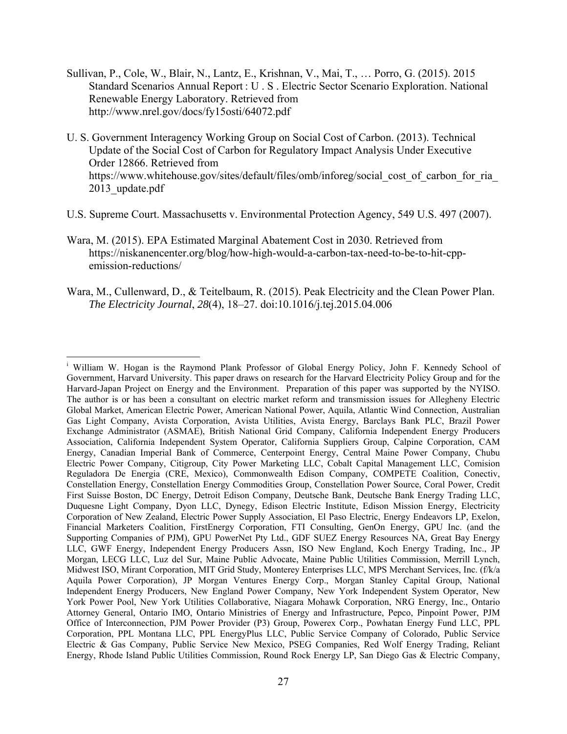Sullivan, P., Cole, W., Blair, N., Lantz, E., Krishnan, V., Mai, T., … Porro, G. (2015). 2015 Standard Scenarios Annual Report : U . S . Electric Sector Scenario Exploration. National Renewable Energy Laboratory. Retrieved from http://www.nrel.gov/docs/fy15osti/64072.pdf

U. S. Government Interagency Working Group on Social Cost of Carbon. (2013). Technical Update of the Social Cost of Carbon for Regulatory Impact Analysis Under Executive Order 12866. Retrieved from https://www.whitehouse.gov/sites/default/files/omb/inforeg/social_cost_of_carbon_for_ria_2013_update.pdf

U.S. Supreme Court. Massachusetts v. Environmental Protection Agency, 549 U.S. 497 (2007).

Wara, M. (2015). EPA Estimated Marginal Abatement Cost in 2030. Retrieved from https://niskanencenter.org/blog/how-high-would-a-carbon-tax-need-to-be-to-hit-cpp-emission-reductions/

Wara, M., Cullenward, D., & Teitelbaum, R. (2015). Peak Electricity and the Clean Power Plan. *The Electricity Journal*, *28*(4), 18–27. doi:10.1016/j.tej.2015.04.006

---

[i] William W. Hogan is the Raymond Plank Professor of Global Energy Policy, John F. Kennedy School of Government, Harvard University. This paper draws on research for the Harvard Electricity Policy Group and for the Harvard-Japan Project on Energy and the Environment. Preparation of this paper was supported by the NYISO. The author is or has been a consultant on electric market reform and transmission issues for Allegheny Electric Global Market, American Electric Power, American National Power, Aquila, Atlantic Wind Connection, Australian Gas Light Company, Avista Corporation, Avista Utilities, Avista Energy, Barclays Bank PLC, Brazil Power Exchange Administrator (ASMAE), British National Grid Company, California Independent Energy Producers Association, California Independent System Operator, California Suppliers Group, Calpine Corporation, CAM Energy, Canadian Imperial Bank of Commerce, Centerpoint Energy, Central Maine Power Company, Chubu Electric Power Company, Citigroup, City Power Marketing LLC, Cobalt Capital Management LLC, Comision Reguladora De Energia (CRE, Mexico), Commonwealth Edison Company, COMPETE Coalition, Conectiv, Constellation Energy, Constellation Energy Commodities Group, Constellation Power Source, Coral Power, Credit First Suisse Boston, DC Energy, Detroit Edison Company, Deutsche Bank, Deutsche Bank Energy Trading LLC, Duquesne Light Company, Dyon LLC, Dynegy, Edison Electric Institute, Edison Mission Energy, Electricity Corporation of New Zealand, Electric Power Supply Association, El Paso Electric, Energy Endeavors LP, Exelon, Financial Marketers Coalition, FirstEnergy Corporation, FTI Consulting, GenOn Energy, GPU Inc. (and the Supporting Companies of PJM), GPU PowerNet Pty Ltd., GDF SUEZ Energy Resources NA, Great Bay Energy LLC, GWF Energy, Independent Energy Producers Assn, ISO New England, Koch Energy Trading, Inc., JP Morgan, LECG LLC, Luz del Sur, Maine Public Advocate, Maine Public Utilities Commission, Merrill Lynch, Midwest ISO, Mirant Corporation, MIT Grid Study, Monterey Enterprises LLC, MPS Merchant Services, Inc. (f/k/a Aquila Power Corporation), JP Morgan Ventures Energy Corp., Morgan Stanley Capital Group, National Independent Energy Producers, New England Power Company, New York Independent System Operator, New York Power Pool, New York Utilities Collaborative, Niagara Mohawk Corporation, NRG Energy, Inc., Ontario Attorney General, Ontario IMO, Ontario Ministries of Energy and Infrastructure, Pepco, Pinpoint Power, PJM Office of Interconnection, PJM Power Provider (P3) Group, Powerex Corp., Powhatan Energy Fund LLC, PPL Corporation, PPL Montana LLC, PPL EnergyPlus LLC, Public Service Company of Colorado, Public Service Electric & Gas Company, Public Service New Mexico, PSEG Companies, Red Wolf Energy Trading, Reliant Energy, Rhode Island Public Utilities Commission, Round Rock Energy LP, San Diego Gas & Electric Company,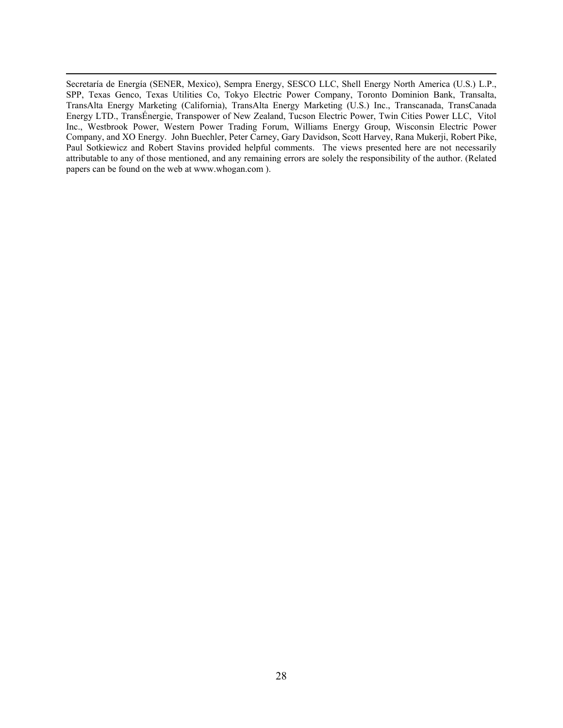Secretaría de Energía (SENER, Mexico), Sempra Energy, SESCO LLC, Shell Energy North America (U.S.) L.P., SPP, Texas Genco, Texas Utilities Co, Tokyo Electric Power Company, Toronto Dominion Bank, Transalta, TransAlta Energy Marketing (California), TransAlta Energy Marketing (U.S.) Inc., Transcanada, TransCanada Energy LTD., TransÉnergie, Transpower of New Zealand, Tucson Electric Power, Twin Cities Power LLC, Vitol Inc., Westbrook Power, Western Power Trading Forum, Williams Energy Group, Wisconsin Electric Power Company, and XO Energy. John Buechler, Peter Carney, Gary Davidson, Scott Harvey, Rana Mukerji, Robert Pike, Paul Sotkiewicz and Robert Stavins provided helpful comments. The views presented here are not necessarily attributable to any of those mentioned, and any remaining errors are solely the responsibility of the author. (Related papers can be found on the web at www.whogan.com ).